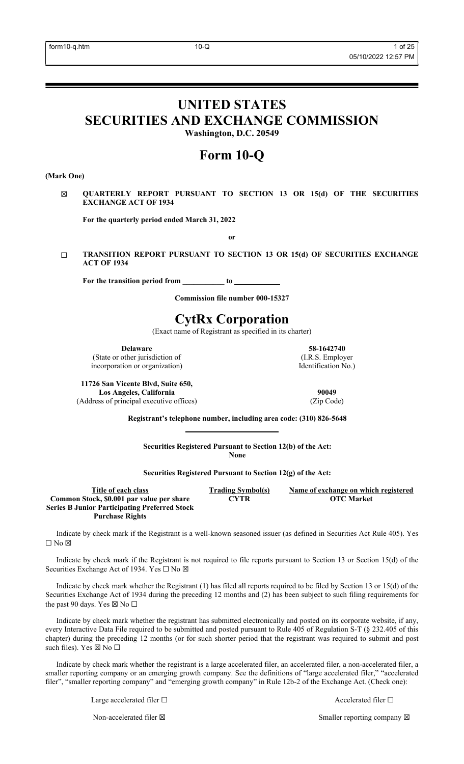# UNITED STATES
# SECURITIES AND EXCHANGE COMMISSION

**Washington, D.C. 20549**

# Form 10-Q

**(Mark One)**

☒ **QUARTERLY REPORT PURSUANT TO SECTION 13 OR 15(d) OF THE SECURITIES EXCHANGE ACT OF 1934**

**For the quarterly period ended March 31, 2022**

**or**

☐ **TRANSITION REPORT PURSUANT TO SECTION 13 OR 15(d) OF SECURITIES EXCHANGE ACT OF 1934**

**For the transition period from ___________ to ____________**

**Commission file number 000-15327**

# CytRx Corporation

(Exact name of Registrant as specified in its charter)

| | |
|---|---|
| **Delaware** (State or other jurisdiction of incorporation or organization) | **58-1642740** (I.R.S. Employer Identification No.) |
| **11726 San Vicente Blvd, Suite 650, Los Angeles, California** (Address of principal executive offices) | **90049** (Zip Code) |

**Registrant's telephone number, including area code: (310) 826-5648**

**Securities Registered Pursuant to Section 12(b) of the Act:**
**None**

**Securities Registered Pursuant to Section 12(g) of the Act:**

| Title of each class | Trading Symbol(s) | Name of exchange on which registered |
|---|---|---|
| **Common Stock, $0.001 par value per share** | **CYTR** | **OTC Market** |
| **Series B Junior Participating Preferred Stock Purchase Rights** | | |

Indicate by check mark if the Registrant is a well-known seasoned issuer (as defined in Securities Act Rule 405). Yes ☐ No ☒

Indicate by check mark if the Registrant is not required to file reports pursuant to Section 13 or Section 15(d) of the Securities Exchange Act of 1934. Yes ☐ No ☒

Indicate by check mark whether the Registrant (1) has filed all reports required to be filed by Section 13 or 15(d) of the Securities Exchange Act of 1934 during the preceding 12 months and (2) has been subject to such filing requirements for the past 90 days. Yes ☒ No ☐

Indicate by check mark whether the registrant has submitted electronically and posted on its corporate website, if any, every Interactive Data File required to be submitted and posted pursuant to Rule 405 of Regulation S-T (§ 232.405 of this chapter) during the preceding 12 months (or for such shorter period that the registrant was required to submit and post such files). Yes ☒ No ☐

Indicate by check mark whether the registrant is a large accelerated filer, an accelerated filer, a non-accelerated filer, a smaller reporting company or an emerging growth company. See the definitions of "large accelerated filer," "accelerated filer", "smaller reporting company" and "emerging growth company" in Rule 12b-2 of the Exchange Act. (Check one):

| | |
|---|---|
| Large accelerated filer ☐ | Accelerated filer ☐ |
| Non-accelerated filer ☒ | Smaller reporting company ☒ |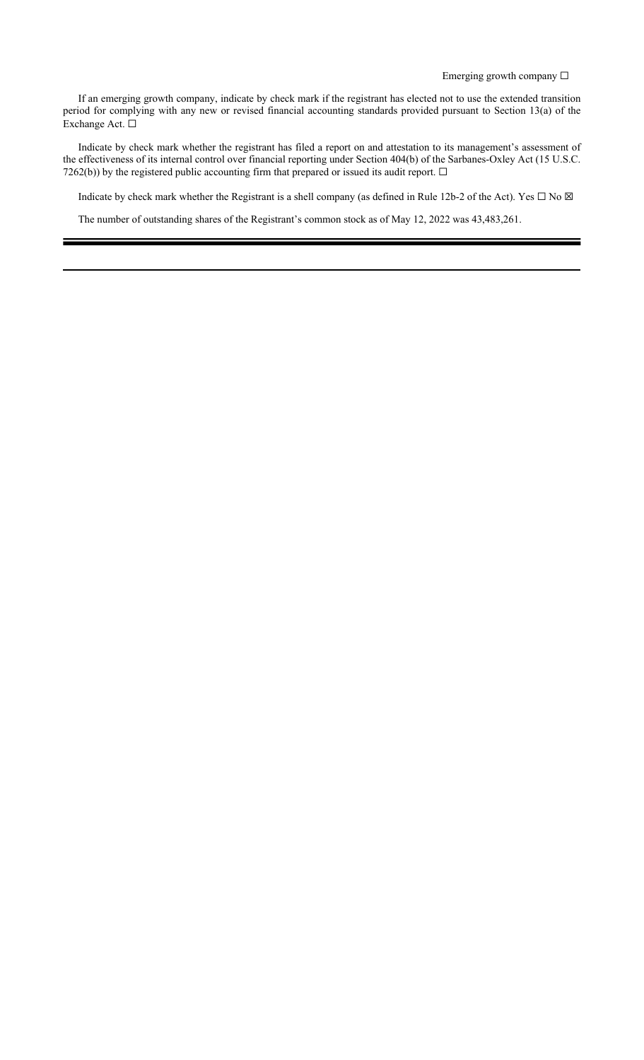Emerging growth company ☐

If an emerging growth company, indicate by check mark if the registrant has elected not to use the extended transition period for complying with any new or revised financial accounting standards provided pursuant to Section 13(a) of the Exchange Act. ☐

Indicate by check mark whether the registrant has filed a report on and attestation to its management's assessment of the effectiveness of its internal control over financial reporting under Section 404(b) of the Sarbanes-Oxley Act (15 U.S.C. 7262(b)) by the registered public accounting firm that prepared or issued its audit report. ☐

Indicate by check mark whether the Registrant is a shell company (as defined in Rule 12b-2 of the Act). Yes ☐ No ☒

The number of outstanding shares of the Registrant's common stock as of May 12, 2022 was 43,483,261.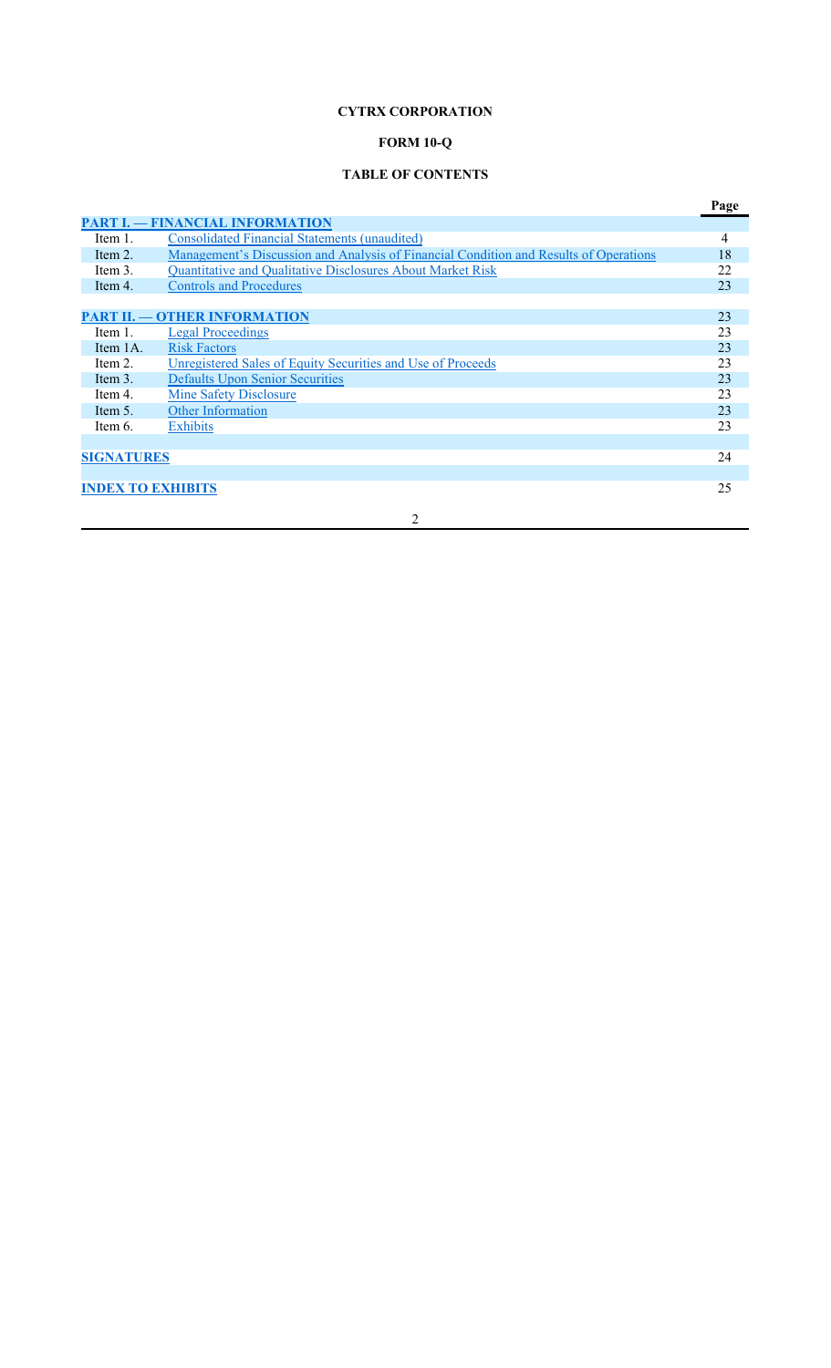**CYTRX CORPORATION**

**FORM 10-Q**

**TABLE OF CONTENTS**

| | | Page |
|---|---|---|
| **PART I. — FINANCIAL INFORMATION** | | |
| Item 1. | Consolidated Financial Statements (unaudited) | 4 |
| Item 2. | Management's Discussion and Analysis of Financial Condition and Results of Operations | 18 |
| Item 3. | Quantitative and Qualitative Disclosures About Market Risk | 22 |
| Item 4. | Controls and Procedures | 23 |
| | | |
| **PART II. — OTHER INFORMATION** | | 23 |
| Item 1. | Legal Proceedings | 23 |
| Item 1A. | Risk Factors | 23 |
| Item 2. | Unregistered Sales of Equity Securities and Use of Proceeds | 23 |
| Item 3. | Defaults Upon Senior Securities | 23 |
| Item 4. | Mine Safety Disclosure | 23 |
| Item 5. | Other Information | 23 |
| Item 6. | Exhibits | 23 |
| | | |
| **SIGNATURES** | | 24 |
| | | |
| **INDEX TO EXHIBITS** | | 25 |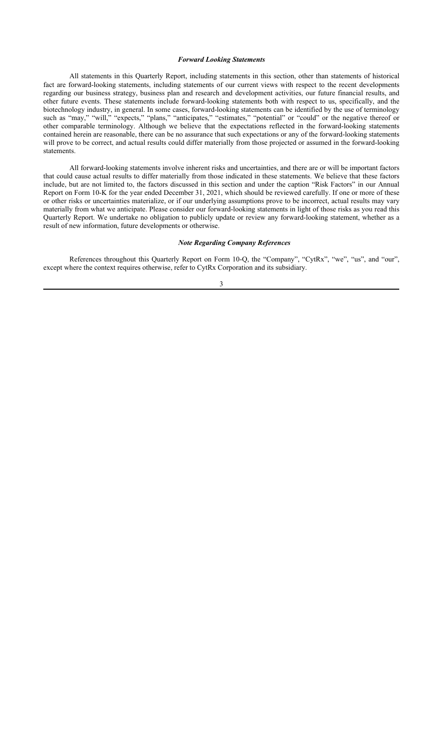### *Forward Looking Statements*

All statements in this Quarterly Report, including statements in this section, other than statements of historical fact are forward-looking statements, including statements of our current views with respect to the recent developments regarding our business strategy, business plan and research and development activities, our future financial results, and other future events. These statements include forward-looking statements both with respect to us, specifically, and the biotechnology industry, in general. In some cases, forward-looking statements can be identified by the use of terminology such as "may," "will," "expects," "plans," "anticipates," "estimates," "potential" or "could" or the negative thereof or other comparable terminology. Although we believe that the expectations reflected in the forward-looking statements contained herein are reasonable, there can be no assurance that such expectations or any of the forward-looking statements will prove to be correct, and actual results could differ materially from those projected or assumed in the forward-looking statements.

All forward-looking statements involve inherent risks and uncertainties, and there are or will be important factors that could cause actual results to differ materially from those indicated in these statements. We believe that these factors include, but are not limited to, the factors discussed in this section and under the caption "Risk Factors" in our Annual Report on Form 10-K for the year ended December 31, 2021, which should be reviewed carefully. If one or more of these or other risks or uncertainties materialize, or if our underlying assumptions prove to be incorrect, actual results may vary materially from what we anticipate. Please consider our forward-looking statements in light of those risks as you read this Quarterly Report. We undertake no obligation to publicly update or review any forward-looking statement, whether as a result of new information, future developments or otherwise.

### *Note Regarding Company References*

References throughout this Quarterly Report on Form 10-Q, the "Company", "CytRx", "we", "us", and "our", except where the context requires otherwise, refer to CytRx Corporation and its subsidiary.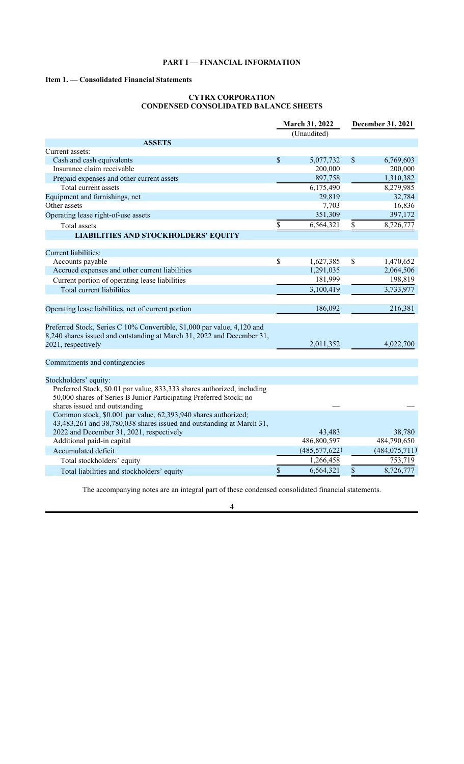# PART I — FINANCIAL INFORMATION

## Item 1. — Consolidated Financial Statements

### CYTRX CORPORATION
### CONDENSED CONSOLIDATED BALANCE SHEETS

| | March 31, 2022 | December 31, 2021 |
|---|---|---|
| | (Unaudited) | |
| **ASSETS** | | |
| Current assets: | | |
| Cash and cash equivalents | $ 5,077,732 | $ 6,769,603 |
| Insurance claim receivable | 200,000 | 200,000 |
| Prepaid expenses and other current assets | 897,758 | 1,310,382 |
| Total current assets | 6,175,490 | 8,279,985 |
| Equipment and furnishings, net | 29,819 | 32,784 |
| Other assets | 7,703 | 16,836 |
| Operating lease right-of-use assets | 351,309 | 397,172 |
| Total assets | $ 6,564,321 | $ 8,726,777 |
| **LIABILITIES AND STOCKHOLDERS' EQUITY** | | |
| Current liabilities: | | |
| Accounts payable | $ 1,627,385 | $ 1,470,652 |
| Accrued expenses and other current liabilities | 1,291,035 | 2,064,506 |
| Current portion of operating lease liabilities | 181,999 | 198,819 |
| Total current liabilities | 3,100,419 | 3,733,977 |
| Operating lease liabilities, net of current portion | 186,092 | 216,381 |
| Preferred Stock, Series C 10% Convertible, $1,000 par value, 4,120 and 8,240 shares issued and outstanding at March 31, 2022 and December 31, 2021, respectively | 2,011,352 | 4,022,700 |
| Commitments and contingencies | | |
| Stockholders' equity: | | |
| Preferred Stock, $0.01 par value, 833,333 shares authorized, including 50,000 shares of Series B Junior Participating Preferred Stock; no shares issued and outstanding | — | — |
| Common stock, $0.001 par value, 62,393,940 shares authorized; 43,483,261 and 38,780,038 shares issued and outstanding at March 31, 2022 and December 31, 2021, respectively | 43,483 | 38,780 |
| Additional paid-in capital | 486,800,597 | 484,790,650 |
| Accumulated deficit | (485,577,622) | (484,075,711) |
| Total stockholders' equity | 1,266,458 | 753,719 |
| Total liabilities and stockholders' equity | $ 6,564,321 | $ 8,726,777 |

The accompanying notes are an integral part of these condensed consolidated financial statements.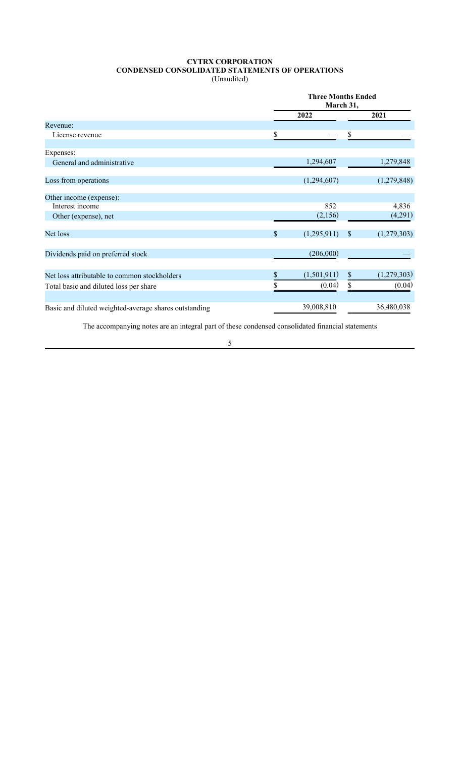**CYTRX CORPORATION**
**CONDENSED CONSOLIDATED STATEMENTS OF OPERATIONS**
(Unaudited)

| | Three Months Ended March 31, | |
|---|---|---|
| | 2022 | 2021 |
| Revenue: | | |
| License revenue | $ — | $ — |
| Expenses: | | |
| General and administrative | 1,294,607 | 1,279,848 |
| Loss from operations | (1,294,607) | (1,279,848) |
| Other income (expense): | | |
| Interest income | 852 | 4,836 |
| Other (expense), net | (2,156) | (4,291) |
| Net loss | $ (1,295,911) | $ (1,279,303) |
| Dividends paid on preferred stock | (206,000) | — |
| Net loss attributable to common stockholders | $ (1,501,911) | $ (1,279,303) |
| Total basic and diluted loss per share | $ (0.04) | $ (0.04) |
| Basic and diluted weighted-average shares outstanding | 39,008,810 | 36,480,038 |

The accompanying notes are an integral part of these condensed consolidated financial statements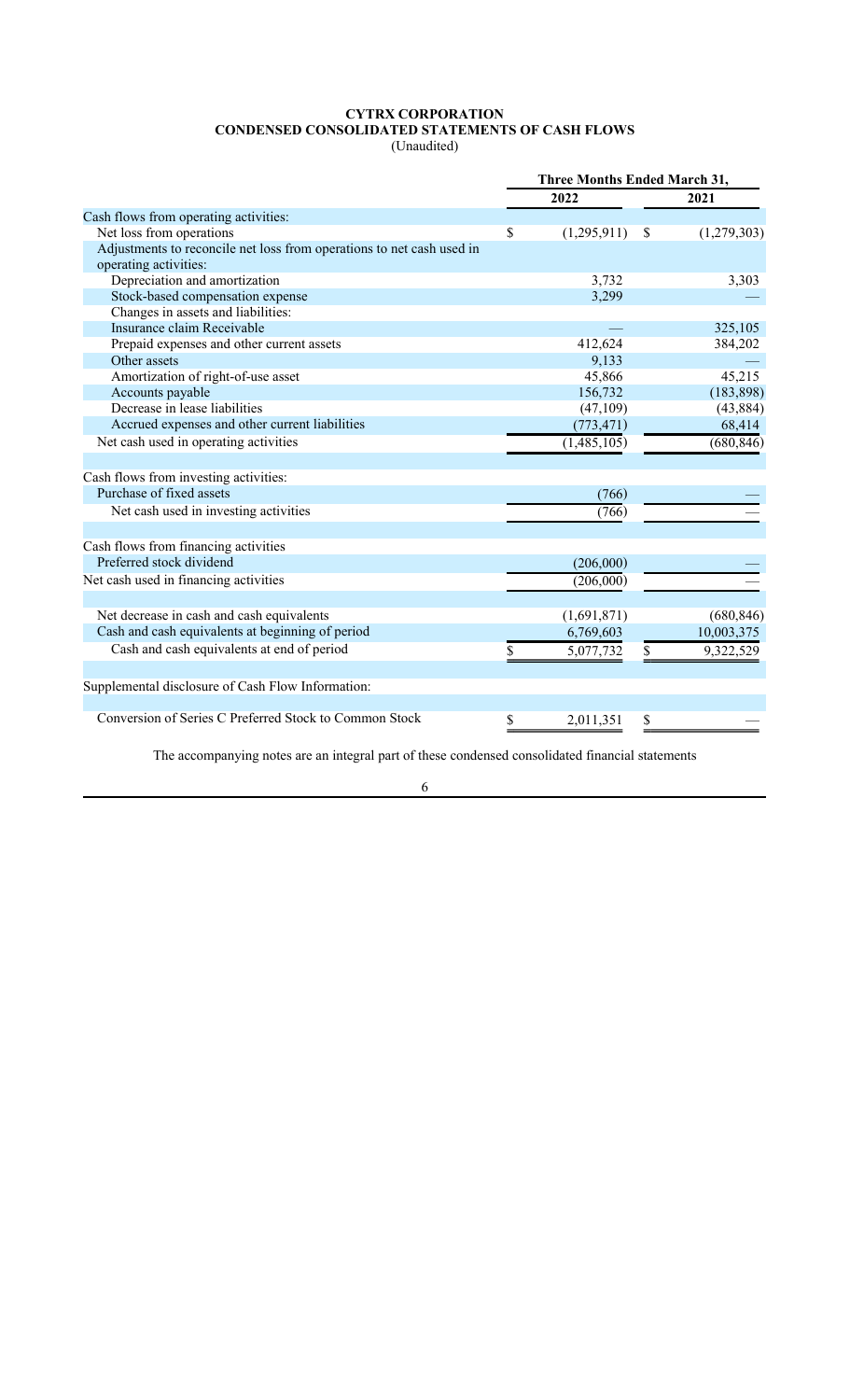# CYTRX CORPORATION
## CONDENSED CONSOLIDATED STATEMENTS OF CASH FLOWS
(Unaudited)

| | Three Months Ended March 31, | |
|---|---|---|
| | 2022 | 2021 |
| Cash flows from operating activities: | | |
| Net loss from operations | $ (1,295,911) | $ (1,279,303) |
| Adjustments to reconcile net loss from operations to net cash used in operating activities: | | |
| Depreciation and amortization | 3,732 | 3,303 |
| Stock-based compensation expense | 3,299 | — |
| Changes in assets and liabilities: | | |
| Insurance claim Receivable | — | 325,105 |
| Prepaid expenses and other current assets | 412,624 | 384,202 |
| Other assets | 9,133 | — |
| Amortization of right-of-use asset | 45,866 | 45,215 |
| Accounts payable | 156,732 | (183,898) |
| Decrease in lease liabilities | (47,109) | (43,884) |
| Accrued expenses and other current liabilities | (773,471) | 68,414 |
| Net cash used in operating activities | (1,485,105) | (680,846) |
| | | |
| Cash flows from investing activities: | | |
| Purchase of fixed assets | (766) | — |
| Net cash used in investing activities | (766) | — |
| | | |
| Cash flows from financing activities | | |
| Preferred stock dividend | (206,000) | — |
| Net cash used in financing activities | (206,000) | — |
| | | |
| Net decrease in cash and cash equivalents | (1,691,871) | (680,846) |
| Cash and cash equivalents at beginning of period | 6,769,603 | 10,003,375 |
| Cash and cash equivalents at end of period | $ 5,077,732 | $ 9,322,529 |
| | | |
| Supplemental disclosure of Cash Flow Information: | | |
| | | |
| Conversion of Series C Preferred Stock to Common Stock | $ 2,011,351 | $ — |

The accompanying notes are an integral part of these condensed consolidated financial statements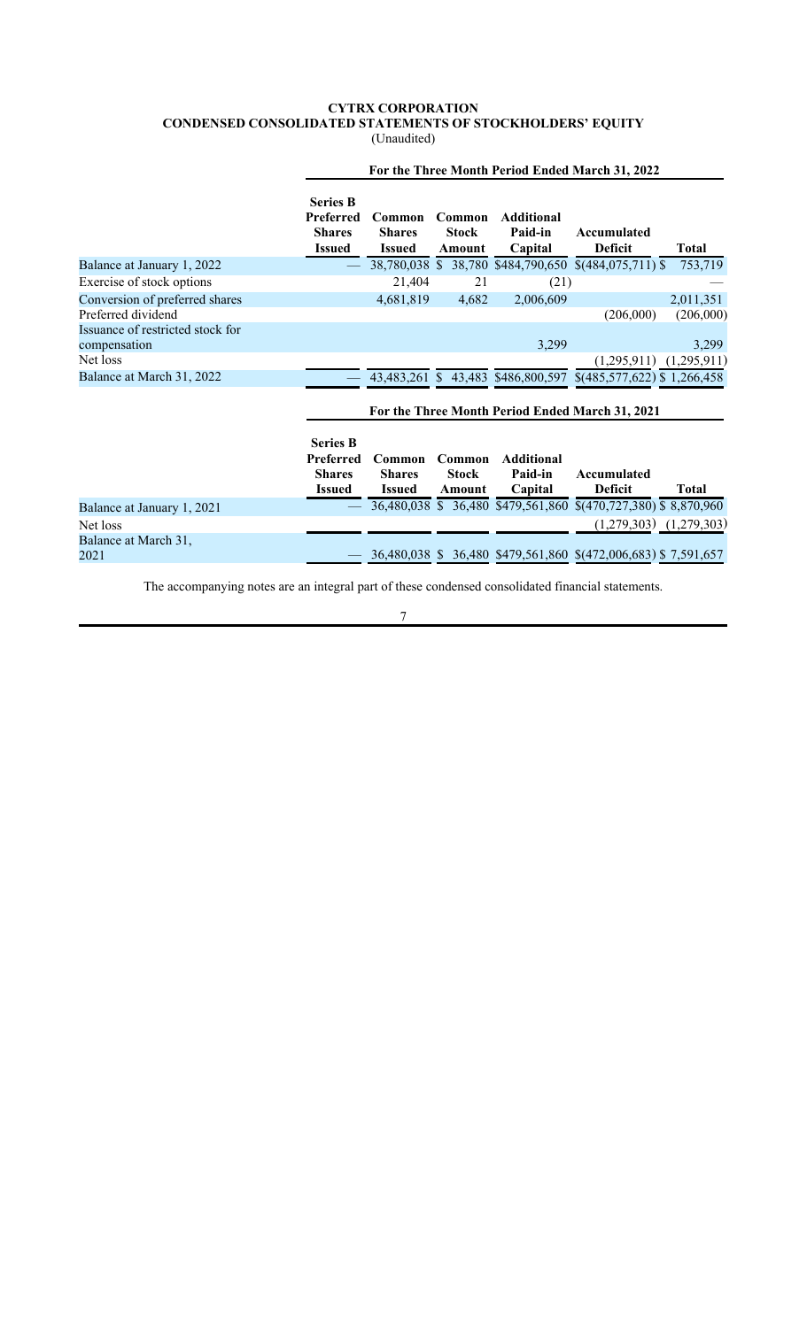**CYTRX CORPORATION**
**CONDENSED CONSOLIDATED STATEMENTS OF STOCKHOLDERS' EQUITY**
(Unaudited)

| | For the Three Month Period Ended March 31, 2022 | | | | | |
|---|---|---|---|---|---|---|
| | **Series B Preferred Shares Issued** | **Common Shares Issued** | **Common Stock Amount** | **Additional Paid-in Capital** | **Accumulated Deficit** | **Total** |
| Balance at January 1, 2022 | — | 38,780,038 | $ 38,780 | $484,790,650 | $(484,075,711) | $ 753,719 |
| Exercise of stock options | | 21,404 | 21 | (21) | | — |
| Conversion of preferred shares | | 4,681,819 | 4,682 | 2,006,609 | | 2,011,351 |
| Preferred dividend | | | | | (206,000) | (206,000) |
| Issuance of restricted stock for compensation | | | | 3,299 | | 3,299 |
| Net loss | | | | | (1,295,911) | (1,295,911) |
| Balance at March 31, 2022 | — | 43,483,261 | $ 43,483 | $486,800,597 | $(485,577,622) | $ 1,266,458 |

| | For the Three Month Period Ended March 31, 2021 | | | | | |
|---|---|---|---|---|---|---|
| | **Series B Preferred Shares Issued** | **Common Shares Issued** | **Common Stock Amount** | **Additional Paid-in Capital** | **Accumulated Deficit** | **Total** |
| Balance at January 1, 2021 | — | 36,480,038 | $ 36,480 | $479,561,860 | $(470,727,380) | $ 8,870,960 |
| Net loss | | | | | (1,279,303) | (1,279,303) |
| Balance at March 31, 2021 | — | 36,480,038 | $ 36,480 | $479,561,860 | $(472,006,683) | $ 7,591,657 |

The accompanying notes are an integral part of these condensed consolidated financial statements.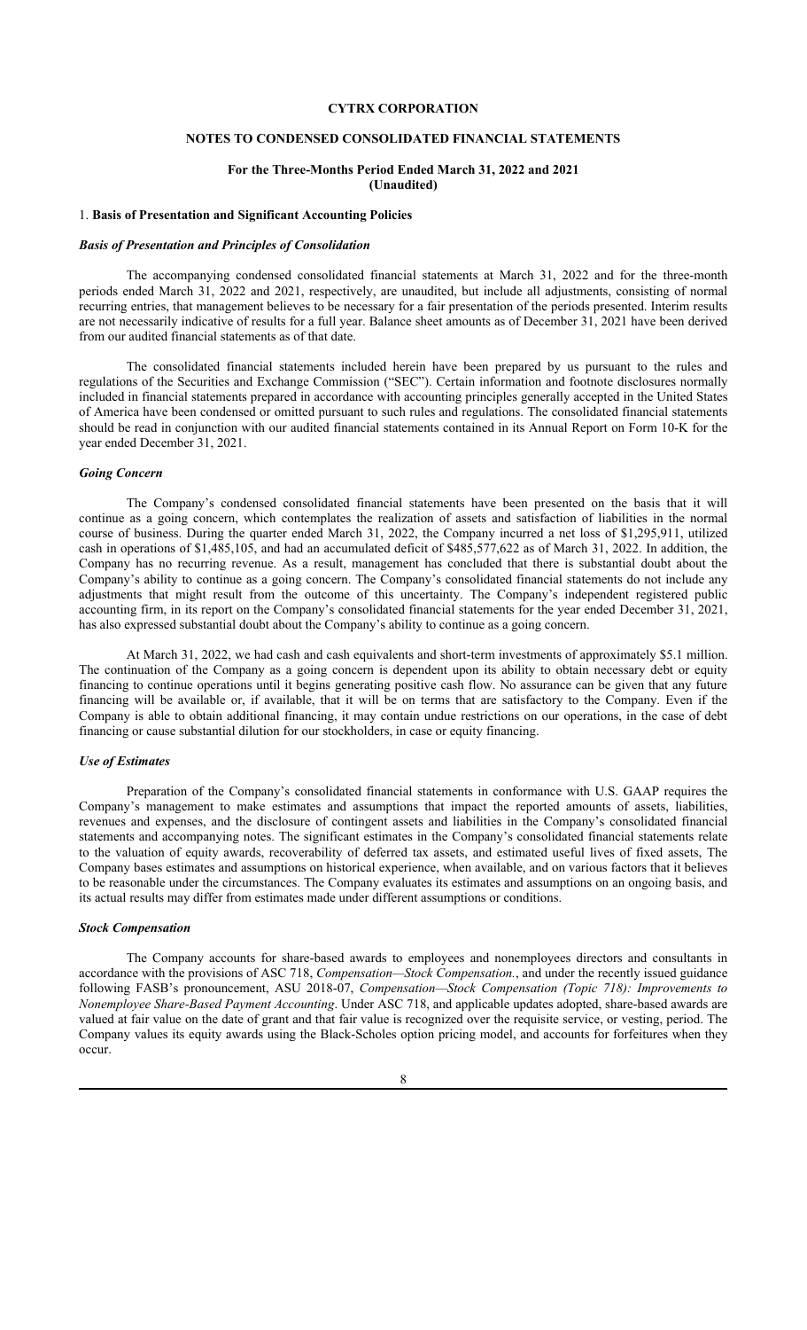# CYTRX CORPORATION

## NOTES TO CONDENSED CONSOLIDATED FINANCIAL STATEMENTS

### For the Three-Months Period Ended March 31, 2022 and 2021
### (Unaudited)

1. **Basis of Presentation and Significant Accounting Policies**

***Basis of Presentation and Principles of Consolidation***

The accompanying condensed consolidated financial statements at March 31, 2022 and for the three-month periods ended March 31, 2022 and 2021, respectively, are unaudited, but include all adjustments, consisting of normal recurring entries, that management believes to be necessary for a fair presentation of the periods presented. Interim results are not necessarily indicative of results for a full year. Balance sheet amounts as of December 31, 2021 have been derived from our audited financial statements as of that date.

The consolidated financial statements included herein have been prepared by us pursuant to the rules and regulations of the Securities and Exchange Commission ("SEC"). Certain information and footnote disclosures normally included in financial statements prepared in accordance with accounting principles generally accepted in the United States of America have been condensed or omitted pursuant to such rules and regulations. The consolidated financial statements should be read in conjunction with our audited financial statements contained in its Annual Report on Form 10-K for the year ended December 31, 2021.

***Going Concern***

The Company's condensed consolidated financial statements have been presented on the basis that it will continue as a going concern, which contemplates the realization of assets and satisfaction of liabilities in the normal course of business. During the quarter ended March 31, 2022, the Company incurred a net loss of $1,295,911, utilized cash in operations of $1,485,105, and had an accumulated deficit of $485,577,622 as of March 31, 2022. In addition, the Company has no recurring revenue. As a result, management has concluded that there is substantial doubt about the Company's ability to continue as a going concern. The Company's consolidated financial statements do not include any adjustments that might result from the outcome of this uncertainty. The Company's independent registered public accounting firm, in its report on the Company's consolidated financial statements for the year ended December 31, 2021, has also expressed substantial doubt about the Company's ability to continue as a going concern.

At March 31, 2022, we had cash and cash equivalents and short-term investments of approximately $5.1 million. The continuation of the Company as a going concern is dependent upon its ability to obtain necessary debt or equity financing to continue operations until it begins generating positive cash flow. No assurance can be given that any future financing will be available or, if available, that it will be on terms that are satisfactory to the Company. Even if the Company is able to obtain additional financing, it may contain undue restrictions on our operations, in the case of debt financing or cause substantial dilution for our stockholders, in case or equity financing.

***Use of Estimates***

Preparation of the Company's consolidated financial statements in conformance with U.S. GAAP requires the Company's management to make estimates and assumptions that impact the reported amounts of assets, liabilities, revenues and expenses, and the disclosure of contingent assets and liabilities in the Company's consolidated financial statements and accompanying notes. The significant estimates in the Company's consolidated financial statements relate to the valuation of equity awards, recoverability of deferred tax assets, and estimated useful lives of fixed assets, The Company bases estimates and assumptions on historical experience, when available, and on various factors that it believes to be reasonable under the circumstances. The Company evaluates its estimates and assumptions on an ongoing basis, and its actual results may differ from estimates made under different assumptions or conditions.

***Stock Compensation***

The Company accounts for share-based awards to employees and nonemployees directors and consultants in accordance with the provisions of ASC 718, *Compensation—Stock Compensation.*, and under the recently issued guidance following FASB's pronouncement, ASU 2018-07, *Compensation—Stock Compensation (Topic 718): Improvements to Nonemployee Share-Based Payment Accounting*. Under ASC 718, and applicable updates adopted, share-based awards are valued at fair value on the date of grant and that fair value is recognized over the requisite service, or vesting, period. The Company values its equity awards using the Black-Scholes option pricing model, and accounts for forfeitures when they occur.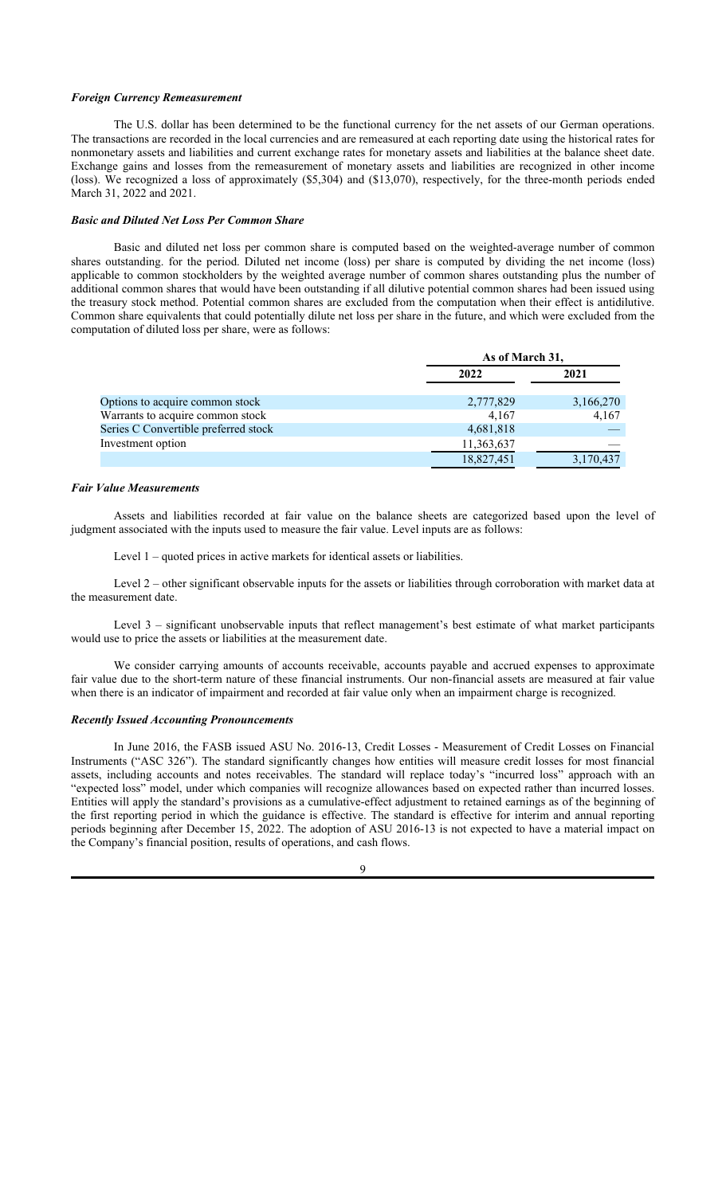### *Foreign Currency Remeasurement*

The U.S. dollar has been determined to be the functional currency for the net assets of our German operations. The transactions are recorded in the local currencies and are remeasured at each reporting date using the historical rates for nonmonetary assets and liabilities and current exchange rates for monetary assets and liabilities at the balance sheet date. Exchange gains and losses from the remeasurement of monetary assets and liabilities are recognized in other income (loss). We recognized a loss of approximately ($5,304) and ($13,070), respectively, for the three-month periods ended March 31, 2022 and 2021.

### *Basic and Diluted Net Loss Per Common Share*

Basic and diluted net loss per common share is computed based on the weighted-average number of common shares outstanding. for the period. Diluted net income (loss) per share is computed by dividing the net income (loss) applicable to common stockholders by the weighted average number of common shares outstanding plus the number of additional common shares that would have been outstanding if all dilutive potential common shares had been issued using the treasury stock method. Potential common shares are excluded from the computation when their effect is antidilutive. Common share equivalents that could potentially dilute net loss per share in the future, and which were excluded from the computation of diluted loss per share, were as follows:

| | As of March 31, | |
|---|---|---|
| | 2022 | 2021 |
| Options to acquire common stock | 2,777,829 | 3,166,270 |
| Warrants to acquire common stock | 4,167 | 4,167 |
| Series C Convertible preferred stock | 4,681,818 | — |
| Investment option | 11,363,637 | — |
| | 18,827,451 | 3,170,437 |

### *Fair Value Measurements*

Assets and liabilities recorded at fair value on the balance sheets are categorized based upon the level of judgment associated with the inputs used to measure the fair value. Level inputs are as follows:

Level 1 – quoted prices in active markets for identical assets or liabilities.

Level 2 – other significant observable inputs for the assets or liabilities through corroboration with market data at the measurement date.

Level 3 – significant unobservable inputs that reflect management's best estimate of what market participants would use to price the assets or liabilities at the measurement date.

We consider carrying amounts of accounts receivable, accounts payable and accrued expenses to approximate fair value due to the short-term nature of these financial instruments. Our non-financial assets are measured at fair value when there is an indicator of impairment and recorded at fair value only when an impairment charge is recognized.

### *Recently Issued Accounting Pronouncements*

In June 2016, the FASB issued ASU No. 2016-13, Credit Losses - Measurement of Credit Losses on Financial Instruments ("ASC 326"). The standard significantly changes how entities will measure credit losses for most financial assets, including accounts and notes receivables. The standard will replace today's "incurred loss" approach with an "expected loss" model, under which companies will recognize allowances based on expected rather than incurred losses. Entities will apply the standard's provisions as a cumulative-effect adjustment to retained earnings as of the beginning of the first reporting period in which the guidance is effective. The standard is effective for interim and annual reporting periods beginning after December 15, 2022. The adoption of ASU 2016-13 is not expected to have a material impact on the Company's financial position, results of operations, and cash flows.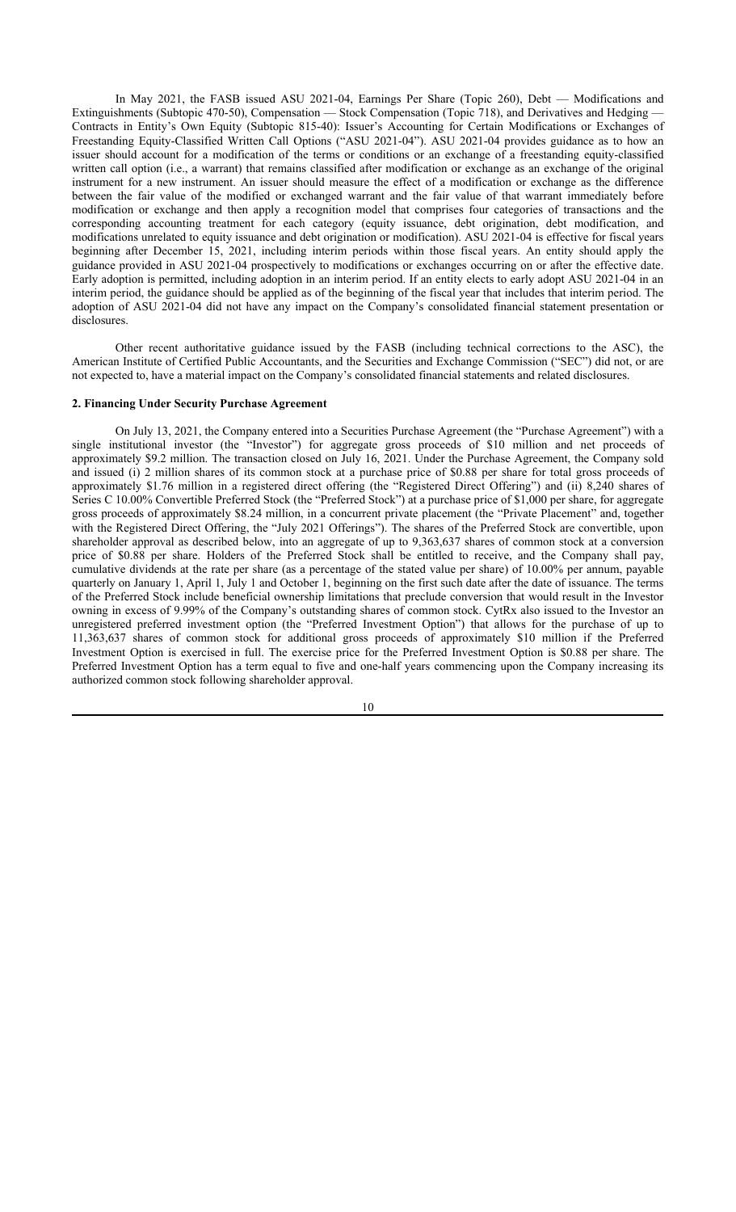In May 2021, the FASB issued ASU 2021-04, Earnings Per Share (Topic 260), Debt — Modifications and Extinguishments (Subtopic 470-50), Compensation — Stock Compensation (Topic 718), and Derivatives and Hedging — Contracts in Entity's Own Equity (Subtopic 815-40): Issuer's Accounting for Certain Modifications or Exchanges of Freestanding Equity-Classified Written Call Options ("ASU 2021-04"). ASU 2021-04 provides guidance as to how an issuer should account for a modification of the terms or conditions or an exchange of a freestanding equity-classified written call option (i.e., a warrant) that remains classified after modification or exchange as an exchange of the original instrument for a new instrument. An issuer should measure the effect of a modification or exchange as the difference between the fair value of the modified or exchanged warrant and the fair value of that warrant immediately before modification or exchange and then apply a recognition model that comprises four categories of transactions and the corresponding accounting treatment for each category (equity issuance, debt origination, debt modification, and modifications unrelated to equity issuance and debt origination or modification). ASU 2021-04 is effective for fiscal years beginning after December 15, 2021, including interim periods within those fiscal years. An entity should apply the guidance provided in ASU 2021-04 prospectively to modifications or exchanges occurring on or after the effective date. Early adoption is permitted, including adoption in an interim period. If an entity elects to early adopt ASU 2021-04 in an interim period, the guidance should be applied as of the beginning of the fiscal year that includes that interim period. The adoption of ASU 2021-04 did not have any impact on the Company's consolidated financial statement presentation or disclosures.

Other recent authoritative guidance issued by the FASB (including technical corrections to the ASC), the American Institute of Certified Public Accountants, and the Securities and Exchange Commission ("SEC") did not, or are not expected to, have a material impact on the Company's consolidated financial statements and related disclosures.

## 2. Financing Under Security Purchase Agreement

On July 13, 2021, the Company entered into a Securities Purchase Agreement (the "Purchase Agreement") with a single institutional investor (the "Investor") for aggregate gross proceeds of $10 million and net proceeds of approximately $9.2 million. The transaction closed on July 16, 2021. Under the Purchase Agreement, the Company sold and issued (i) 2 million shares of its common stock at a purchase price of $0.88 per share for total gross proceeds of approximately $1.76 million in a registered direct offering (the "Registered Direct Offering") and (ii) 8,240 shares of Series C 10.00% Convertible Preferred Stock (the "Preferred Stock") at a purchase price of $1,000 per share, for aggregate gross proceeds of approximately $8.24 million, in a concurrent private placement (the "Private Placement" and, together with the Registered Direct Offering, the "July 2021 Offerings"). The shares of the Preferred Stock are convertible, upon shareholder approval as described below, into an aggregate of up to 9,363,637 shares of common stock at a conversion price of $0.88 per share. Holders of the Preferred Stock shall be entitled to receive, and the Company shall pay, cumulative dividends at the rate per share (as a percentage of the stated value per share) of 10.00% per annum, payable quarterly on January 1, April 1, July 1 and October 1, beginning on the first such date after the date of issuance. The terms of the Preferred Stock include beneficial ownership limitations that preclude conversion that would result in the Investor owning in excess of 9.99% of the Company's outstanding shares of common stock. CytRx also issued to the Investor an unregistered preferred investment option (the "Preferred Investment Option") that allows for the purchase of up to 11,363,637 shares of common stock for additional gross proceeds of approximately $10 million if the Preferred Investment Option is exercised in full. The exercise price for the Preferred Investment Option is $0.88 per share. The Preferred Investment Option has a term equal to five and one-half years commencing upon the Company increasing its authorized common stock following shareholder approval.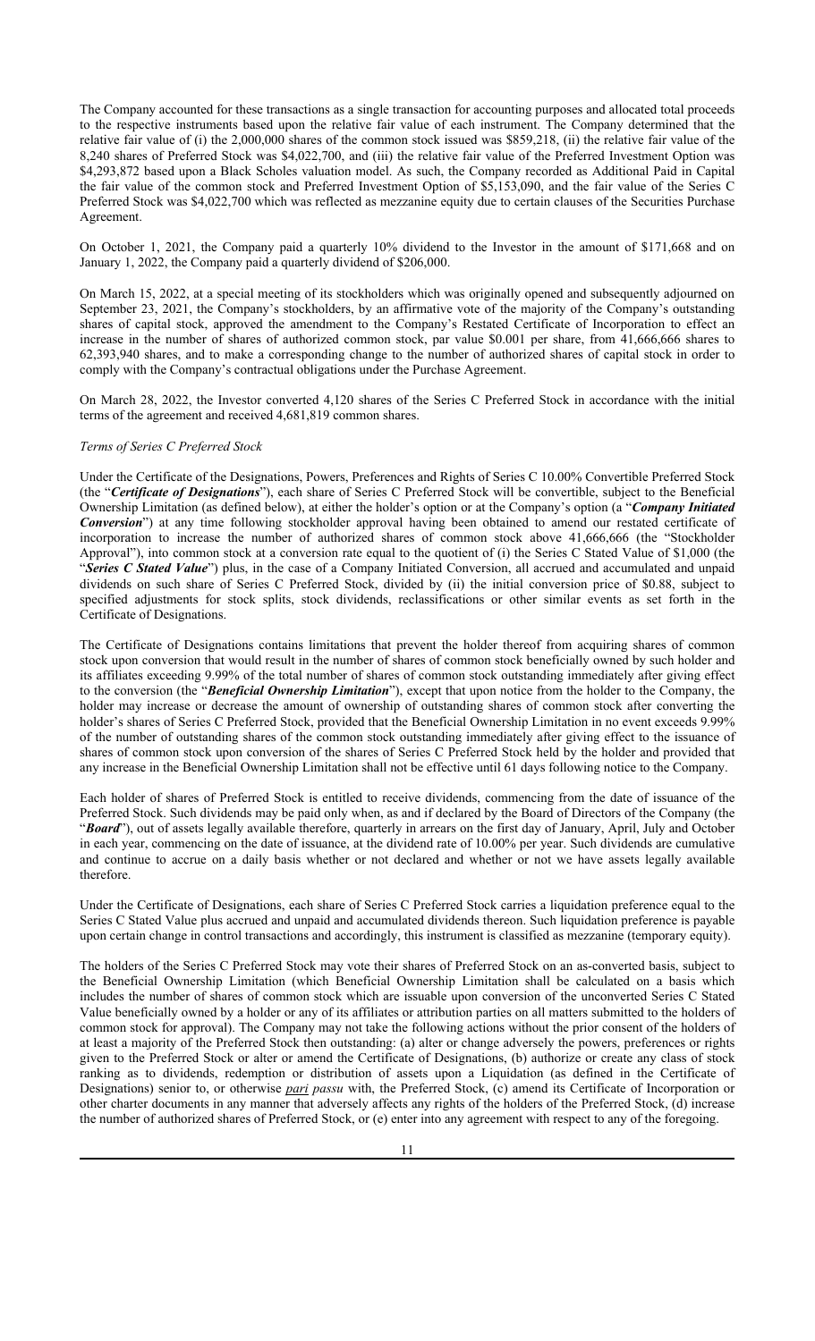The Company accounted for these transactions as a single transaction for accounting purposes and allocated total proceeds to the respective instruments based upon the relative fair value of each instrument. The Company determined that the relative fair value of (i) the 2,000,000 shares of the common stock issued was $859,218, (ii) the relative fair value of the 8,240 shares of Preferred Stock was $4,022,700, and (iii) the relative fair value of the Preferred Investment Option was $4,293,872 based upon a Black Scholes valuation model. As such, the Company recorded as Additional Paid in Capital the fair value of the common stock and Preferred Investment Option of $5,153,090, and the fair value of the Series C Preferred Stock was $4,022,700 which was reflected as mezzanine equity due to certain clauses of the Securities Purchase Agreement.

On October 1, 2021, the Company paid a quarterly 10% dividend to the Investor in the amount of $171,668 and on January 1, 2022, the Company paid a quarterly dividend of $206,000.

On March 15, 2022, at a special meeting of its stockholders which was originally opened and subsequently adjourned on September 23, 2021, the Company's stockholders, by an affirmative vote of the majority of the Company's outstanding shares of capital stock, approved the amendment to the Company's Restated Certificate of Incorporation to effect an increase in the number of shares of authorized common stock, par value $0.001 per share, from 41,666,666 shares to 62,393,940 shares, and to make a corresponding change to the number of authorized shares of capital stock in order to comply with the Company's contractual obligations under the Purchase Agreement.

On March 28, 2022, the Investor converted 4,120 shares of the Series C Preferred Stock in accordance with the initial terms of the agreement and received 4,681,819 common shares.

*Terms of Series C Preferred Stock*

Under the Certificate of the Designations, Powers, Preferences and Rights of Series C 10.00% Convertible Preferred Stock (the "***Certificate of Designations***"), each share of Series C Preferred Stock will be convertible, subject to the Beneficial Ownership Limitation (as defined below), at either the holder's option or at the Company's option (a "***Company Initiated Conversion***") at any time following stockholder approval having been obtained to amend our restated certificate of incorporation to increase the number of authorized shares of common stock above 41,666,666 (the "Stockholder Approval"), into common stock at a conversion rate equal to the quotient of (i) the Series C Stated Value of $1,000 (the "***Series C Stated Value***") plus, in the case of a Company Initiated Conversion, all accrued and accumulated and unpaid dividends on such share of Series C Preferred Stock, divided by (ii) the initial conversion price of $0.88, subject to specified adjustments for stock splits, stock dividends, reclassifications or other similar events as set forth in the Certificate of Designations.

The Certificate of Designations contains limitations that prevent the holder thereof from acquiring shares of common stock upon conversion that would result in the number of shares of common stock beneficially owned by such holder and its affiliates exceeding 9.99% of the total number of shares of common stock outstanding immediately after giving effect to the conversion (the "***Beneficial Ownership Limitation***"), except that upon notice from the holder to the Company, the holder may increase or decrease the amount of ownership of outstanding shares of common stock after converting the holder's shares of Series C Preferred Stock, provided that the Beneficial Ownership Limitation in no event exceeds 9.99% of the number of outstanding shares of the common stock outstanding immediately after giving effect to the issuance of shares of common stock upon conversion of the shares of Series C Preferred Stock held by the holder and provided that any increase in the Beneficial Ownership Limitation shall not be effective until 61 days following notice to the Company.

Each holder of shares of Preferred Stock is entitled to receive dividends, commencing from the date of issuance of the Preferred Stock. Such dividends may be paid only when, as and if declared by the Board of Directors of the Company (the "***Board***"), out of assets legally available therefore, quarterly in arrears on the first day of January, April, July and October in each year, commencing on the date of issuance, at the dividend rate of 10.00% per year. Such dividends are cumulative and continue to accrue on a daily basis whether or not declared and whether or not we have assets legally available therefore.

Under the Certificate of Designations, each share of Series C Preferred Stock carries a liquidation preference equal to the Series C Stated Value plus accrued and unpaid and accumulated dividends thereon. Such liquidation preference is payable upon certain change in control transactions and accordingly, this instrument is classified as mezzanine (temporary equity).

The holders of the Series C Preferred Stock may vote their shares of Preferred Stock on an as-converted basis, subject to the Beneficial Ownership Limitation (which Beneficial Ownership Limitation shall be calculated on a basis which includes the number of shares of common stock which are issuable upon conversion of the unconverted Series C Stated Value beneficially owned by a holder or any of its affiliates or attribution parties on all matters submitted to the holders of common stock for approval). The Company may not take the following actions without the prior consent of the holders of at least a majority of the Preferred Stock then outstanding: (a) alter or change adversely the powers, preferences or rights given to the Preferred Stock or alter or amend the Certificate of Designations, (b) authorize or create any class of stock ranking as to dividends, redemption or distribution of assets upon a Liquidation (as defined in the Certificate of Designations) senior to, or otherwise *pari passu* with, the Preferred Stock, (c) amend its Certificate of Incorporation or other charter documents in any manner that adversely affects any rights of the holders of the Preferred Stock, (d) increase the number of authorized shares of Preferred Stock, or (e) enter into any agreement with respect to any of the foregoing.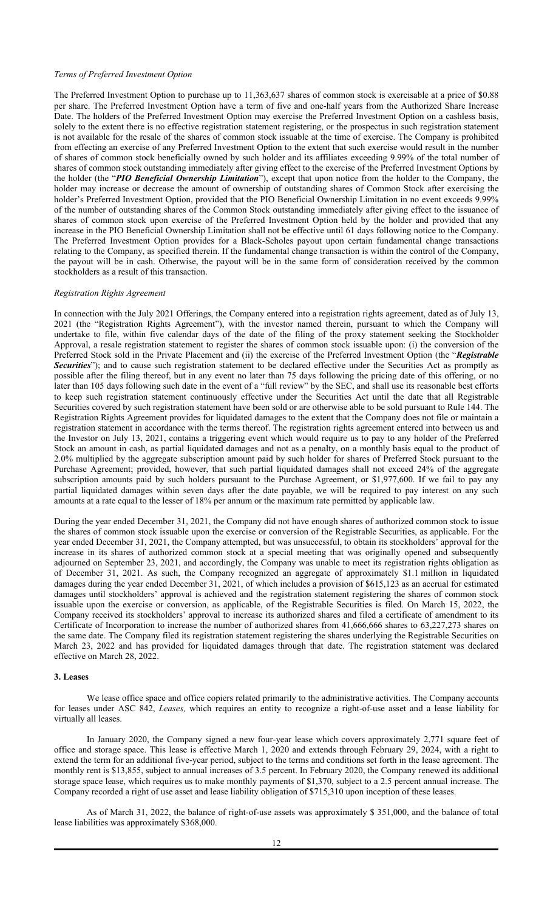*Terms of Preferred Investment Option*

The Preferred Investment Option to purchase up to 11,363,637 shares of common stock is exercisable at a price of $0.88 per share. The Preferred Investment Option have a term of five and one-half years from the Authorized Share Increase Date. The holders of the Preferred Investment Option may exercise the Preferred Investment Option on a cashless basis, solely to the extent there is no effective registration statement registering, or the prospectus in such registration statement is not available for the resale of the shares of common stock issuable at the time of exercise. The Company is prohibited from effecting an exercise of any Preferred Investment Option to the extent that such exercise would result in the number of shares of common stock beneficially owned by such holder and its affiliates exceeding 9.99% of the total number of shares of common stock outstanding immediately after giving effect to the exercise of the Preferred Investment Options by the holder (the "***PIO Beneficial Ownership Limitation***"), except that upon notice from the holder to the Company, the holder may increase or decrease the amount of ownership of outstanding shares of Common Stock after exercising the holder's Preferred Investment Option, provided that the PIO Beneficial Ownership Limitation in no event exceeds 9.99% of the number of outstanding shares of the Common Stock outstanding immediately after giving effect to the issuance of shares of common stock upon exercise of the Preferred Investment Option held by the holder and provided that any increase in the PIO Beneficial Ownership Limitation shall not be effective until 61 days following notice to the Company. The Preferred Investment Option provides for a Black-Scholes payout upon certain fundamental change transactions relating to the Company, as specified therein. If the fundamental change transaction is within the control of the Company, the payout will be in cash. Otherwise, the payout will be in the same form of consideration received by the common stockholders as a result of this transaction.

*Registration Rights Agreement*

In connection with the July 2021 Offerings, the Company entered into a registration rights agreement, dated as of July 13, 2021 (the "Registration Rights Agreement"), with the investor named therein, pursuant to which the Company will undertake to file, within five calendar days of the date of the filing of the proxy statement seeking the Stockholder Approval, a resale registration statement to register the shares of common stock issuable upon: (i) the conversion of the Preferred Stock sold in the Private Placement and (ii) the exercise of the Preferred Investment Option (the "***Registrable Securities***"); and to cause such registration statement to be declared effective under the Securities Act as promptly as possible after the filing thereof, but in any event no later than 75 days following the pricing date of this offering, or no later than 105 days following such date in the event of a "full review" by the SEC, and shall use its reasonable best efforts to keep such registration statement continuously effective under the Securities Act until the date that all Registrable Securities covered by such registration statement have been sold or are otherwise able to be sold pursuant to Rule 144. The Registration Rights Agreement provides for liquidated damages to the extent that the Company does not file or maintain a registration statement in accordance with the terms thereof. The registration rights agreement entered into between us and the Investor on July 13, 2021, contains a triggering event which would require us to pay to any holder of the Preferred Stock an amount in cash, as partial liquidated damages and not as a penalty, on a monthly basis equal to the product of 2.0% multiplied by the aggregate subscription amount paid by such holder for shares of Preferred Stock pursuant to the Purchase Agreement; provided, however, that such partial liquidated damages shall not exceed 24% of the aggregate subscription amounts paid by such holders pursuant to the Purchase Agreement, or $1,977,600. If we fail to pay any partial liquidated damages within seven days after the date payable, we will be required to pay interest on any such amounts at a rate equal to the lesser of 18% per annum or the maximum rate permitted by applicable law.

During the year ended December 31, 2021, the Company did not have enough shares of authorized common stock to issue the shares of common stock issuable upon the exercise or conversion of the Registrable Securities, as applicable. For the year ended December 31, 2021, the Company attempted, but was unsuccessful, to obtain its stockholders' approval for the increase in its shares of authorized common stock at a special meeting that was originally opened and subsequently adjourned on September 23, 2021, and accordingly, the Company was unable to meet its registration rights obligation as of December 31, 2021. As such, the Company recognized an aggregate of approximately $1.1 million in liquidated damages during the year ended December 31, 2021, of which includes a provision of $615,123 as an accrual for estimated damages until stockholders' approval is achieved and the registration statement registering the shares of common stock issuable upon the exercise or conversion, as applicable, of the Registrable Securities is filed. On March 15, 2022, the Company received its stockholders' approval to increase its authorized shares and filed a certificate of amendment to its Certificate of Incorporation to increase the number of authorized shares from 41,666,666 shares to 63,227,273 shares on the same date. The Company filed its registration statement registering the shares underlying the Registrable Securities on March 23, 2022 and has provided for liquidated damages through that date. The registration statement was declared effective on March 28, 2022.

## 3. Leases

We lease office space and office copiers related primarily to the administrative activities. The Company accounts for leases under ASC 842, *Leases,* which requires an entity to recognize a right-of-use asset and a lease liability for virtually all leases.

In January 2020, the Company signed a new four-year lease which covers approximately 2,771 square feet of office and storage space. This lease is effective March 1, 2020 and extends through February 29, 2024, with a right to extend the term for an additional five-year period, subject to the terms and conditions set forth in the lease agreement. The monthly rent is $13,855, subject to annual increases of 3.5 percent. In February 2020, the Company renewed its additional storage space lease, which requires us to make monthly payments of $1,370, subject to a 2.5 percent annual increase. The Company recorded a right of use asset and lease liability obligation of $715,310 upon inception of these leases.

As of March 31, 2022, the balance of right-of-use assets was approximately $ 351,000, and the balance of total lease liabilities was approximately $368,000.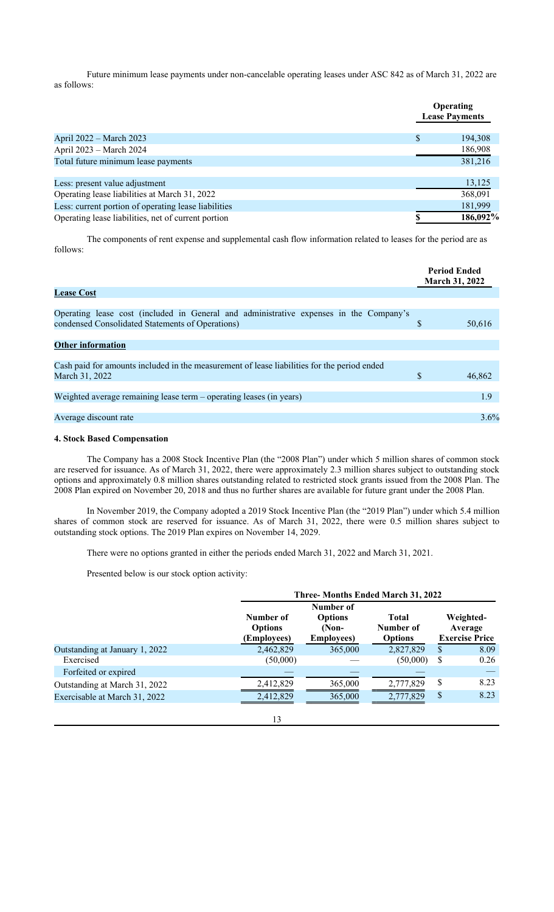Future minimum lease payments under non-cancelable operating leases under ASC 842 as of March 31, 2022 are as follows:

| | Operating Lease Payments |
|---|---|
| April 2022 – March 2023 | $ 194,308 |
| April 2023 – March 2024 | 186,908 |
| Total future minimum lease payments | 381,216 |
| | |
| Less: present value adjustment | 13,125 |
| Operating lease liabilities at March 31, 2022 | 368,091 |
| Less: current portion of operating lease liabilities | 181,999 |
| Operating lease liabilities, net of current portion | $ 186,092% |

The components of rent expense and supplemental cash flow information related to leases for the period are as follows:

| | Period Ended March 31, 2022 |
|---|---|
| **Lease Cost** | |
| Operating lease cost (included in General and administrative expenses in the Company's condensed Consolidated Statements of Operations) | $ 50,616 |
| **Other information** | |
| Cash paid for amounts included in the measurement of lease liabilities for the period ended March 31, 2022 | $ 46,862 |
| Weighted average remaining lease term – operating leases (in years) | 1.9 |
| Average discount rate | 3.6% |

#### 4. Stock Based Compensation

The Company has a 2008 Stock Incentive Plan (the "2008 Plan") under which 5 million shares of common stock are reserved for issuance. As of March 31, 2022, there were approximately 2.3 million shares subject to outstanding stock options and approximately 0.8 million shares outstanding related to restricted stock grants issued from the 2008 Plan. The 2008 Plan expired on November 20, 2018 and thus no further shares are available for future grant under the 2008 Plan.

In November 2019, the Company adopted a 2019 Stock Incentive Plan (the "2019 Plan") under which 5.4 million shares of common stock are reserved for issuance. As of March 31, 2022, there were 0.5 million shares subject to outstanding stock options. The 2019 Plan expires on November 14, 2029.

There were no options granted in either the periods ended March 31, 2022 and March 31, 2021.

Presented below is our stock option activity:

| | Three- Months Ended March 31, 2022 | | | |
|---|---|---|---|---|
| | Number of Options (Employees) | Number of Options (Non-Employees) | Total Number of Options | Weighted-Average Exercise Price |
| Outstanding at January 1, 2022 | 2,462,829 | 365,000 | 2,827,829 | $ 8.09 |
| Exercised | (50,000) | — | (50,000) | $ 0.26 |
| Forfeited or expired | — | — | — | — |
| Outstanding at March 31, 2022 | 2,412,829 | 365,000 | 2,777,829 | $ 8.23 |
| Exercisable at March 31, 2022 | 2,412,829 | 365,000 | 2,777,829 | $ 8.23 |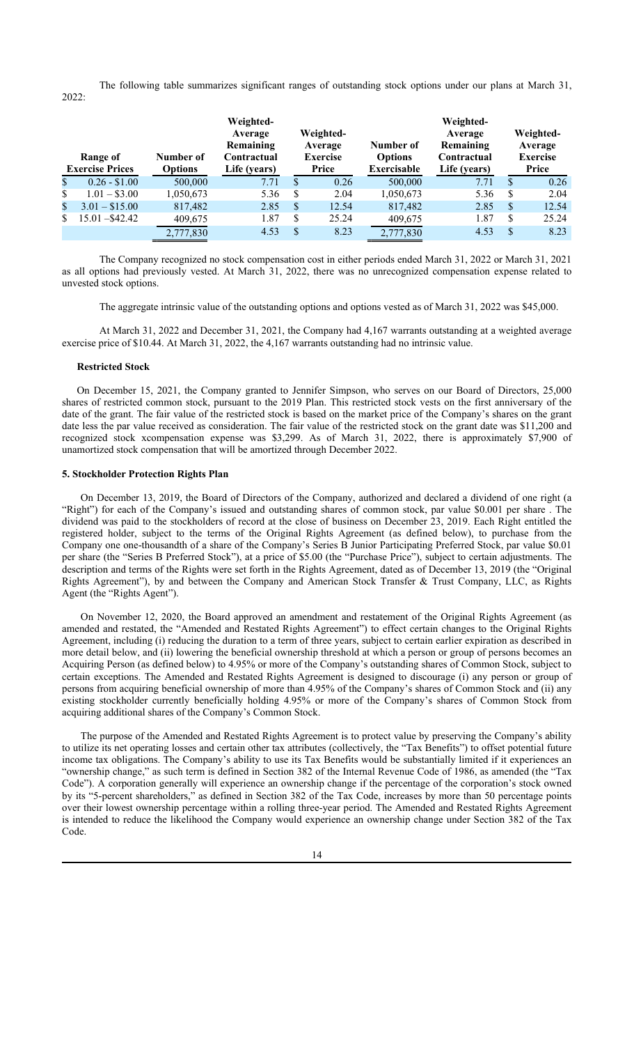The following table summarizes significant ranges of outstanding stock options under our plans at March 31, 2022:

| Range of Exercise Prices | Number of Options | Weighted-Average Remaining Contractual Life (years) | Weighted-Average Exercise Price | Number of Options Exercisable | Weighted-Average Remaining Contractual Life (years) | Weighted-Average Exercise Price |
|---|---|---|---|---|---|---|
| $ 0.26 - $1.00 | 500,000 | 7.71 | $ 0.26 | 500,000 | 7.71 | $ 0.26 |
| $ 1.01 – $3.00 | 1,050,673 | 5.36 | $ 2.04 | 1,050,673 | 5.36 | $ 2.04 |
| $ 3.01 – $15.00 | 817,482 | 2.85 | $ 12.54 | 817,482 | 2.85 | $ 12.54 |
| $ 15.01 –$42.42 | 409,675 | 1.87 | $ 25.24 | 409,675 | 1.87 | $ 25.24 |
| | 2,777,830 | 4.53 | $ 8.23 | 2,777,830 | 4.53 | $ 8.23 |

The Company recognized no stock compensation cost in either periods ended March 31, 2022 or March 31, 2021 as all options had previously vested. At March 31, 2022, there was no unrecognized compensation expense related to unvested stock options.

The aggregate intrinsic value of the outstanding options and options vested as of March 31, 2022 was $45,000.

At March 31, 2022 and December 31, 2021, the Company had 4,167 warrants outstanding at a weighted average exercise price of $10.44. At March 31, 2022, the 4,167 warrants outstanding had no intrinsic value.

**Restricted Stock**

On December 15, 2021, the Company granted to Jennifer Simpson, who serves on our Board of Directors, 25,000 shares of restricted common stock, pursuant to the 2019 Plan. This restricted stock vests on the first anniversary of the date of the grant. The fair value of the restricted stock is based on the market price of the Company's shares on the grant date less the par value received as consideration. The fair value of the restricted stock on the grant date was $11,200 and recognized stock xcompensation expense was $3,299. As of March 31, 2022, there is approximately $7,900 of unamortized stock compensation that will be amortized through December 2022.

**5. Stockholder Protection Rights Plan**

On December 13, 2019, the Board of Directors of the Company, authorized and declared a dividend of one right (a "Right") for each of the Company's issued and outstanding shares of common stock, par value $0.001 per share . The dividend was paid to the stockholders of record at the close of business on December 23, 2019. Each Right entitled the registered holder, subject to the terms of the Original Rights Agreement (as defined below), to purchase from the Company one one-thousandth of a share of the Company's Series B Junior Participating Preferred Stock, par value $0.01 per share (the "Series B Preferred Stock"), at a price of $5.00 (the "Purchase Price"), subject to certain adjustments. The description and terms of the Rights were set forth in the Rights Agreement, dated as of December 13, 2019 (the "Original Rights Agreement"), by and between the Company and American Stock Transfer & Trust Company, LLC, as Rights Agent (the "Rights Agent").

On November 12, 2020, the Board approved an amendment and restatement of the Original Rights Agreement (as amended and restated, the "Amended and Restated Rights Agreement") to effect certain changes to the Original Rights Agreement, including (i) reducing the duration to a term of three years, subject to certain earlier expiration as described in more detail below, and (ii) lowering the beneficial ownership threshold at which a person or group of persons becomes an Acquiring Person (as defined below) to 4.95% or more of the Company's outstanding shares of Common Stock, subject to certain exceptions. The Amended and Restated Rights Agreement is designed to discourage (i) any person or group of persons from acquiring beneficial ownership of more than 4.95% of the Company's shares of Common Stock and (ii) any existing stockholder currently beneficially holding 4.95% or more of the Company's shares of Common Stock from acquiring additional shares of the Company's Common Stock.

The purpose of the Amended and Restated Rights Agreement is to protect value by preserving the Company's ability to utilize its net operating losses and certain other tax attributes (collectively, the "Tax Benefits") to offset potential future income tax obligations. The Company's ability to use its Tax Benefits would be substantially limited if it experiences an "ownership change," as such term is defined in Section 382 of the Internal Revenue Code of 1986, as amended (the "Tax Code"). A corporation generally will experience an ownership change if the percentage of the corporation's stock owned by its "5-percent shareholders," as defined in Section 382 of the Tax Code, increases by more than 50 percentage points over their lowest ownership percentage within a rolling three-year period. The Amended and Restated Rights Agreement is intended to reduce the likelihood the Company would experience an ownership change under Section 382 of the Tax Code.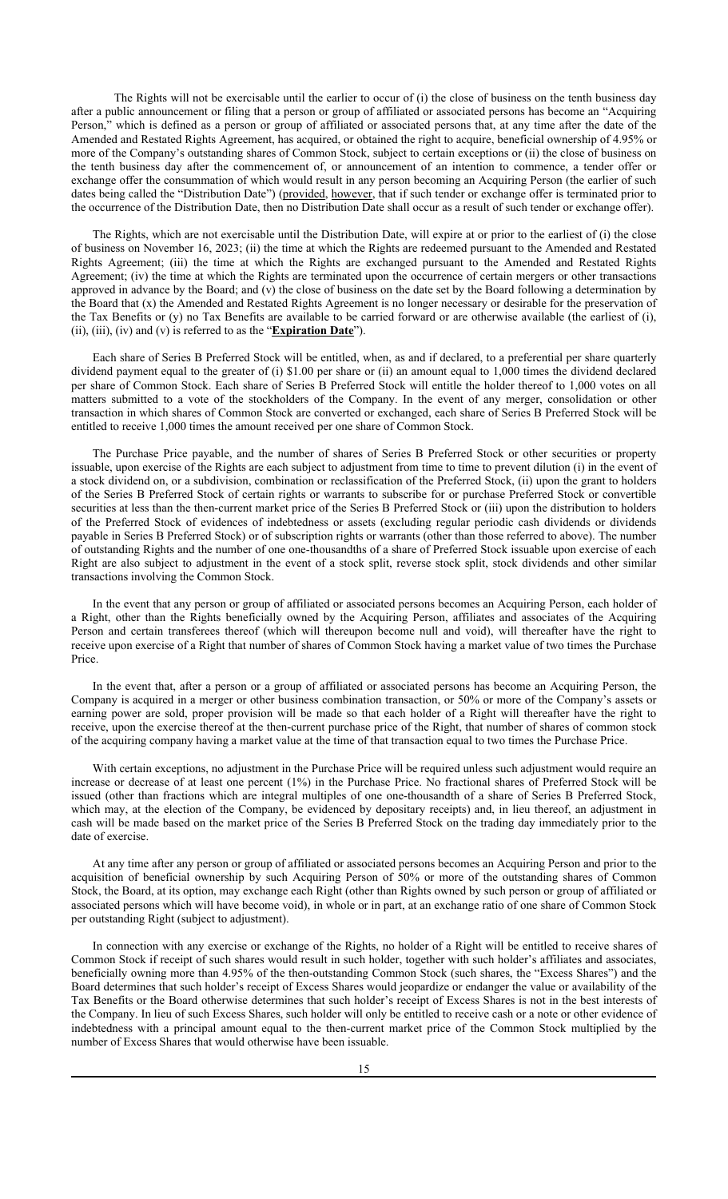The Rights will not be exercisable until the earlier to occur of (i) the close of business on the tenth business day after a public announcement or filing that a person or group of affiliated or associated persons has become an "Acquiring Person," which is defined as a person or group of affiliated or associated persons that, at any time after the date of the Amended and Restated Rights Agreement, has acquired, or obtained the right to acquire, beneficial ownership of 4.95% or more of the Company's outstanding shares of Common Stock, subject to certain exceptions or (ii) the close of business on the tenth business day after the commencement of, or announcement of an intention to commence, a tender offer or exchange offer the consummation of which would result in any person becoming an Acquiring Person (the earlier of such dates being called the "Distribution Date") (provided, however, that if such tender or exchange offer is terminated prior to the occurrence of the Distribution Date, then no Distribution Date shall occur as a result of such tender or exchange offer).

The Rights, which are not exercisable until the Distribution Date, will expire at or prior to the earliest of (i) the close of business on November 16, 2023; (ii) the time at which the Rights are redeemed pursuant to the Amended and Restated Rights Agreement; (iii) the time at which the Rights are exchanged pursuant to the Amended and Restated Rights Agreement; (iv) the time at which the Rights are terminated upon the occurrence of certain mergers or other transactions approved in advance by the Board; and (v) the close of business on the date set by the Board following a determination by the Board that (x) the Amended and Restated Rights Agreement is no longer necessary or desirable for the preservation of the Tax Benefits or (y) no Tax Benefits are available to be carried forward or are otherwise available (the earliest of (i), (ii), (iii), (iv) and (v) is referred to as the "**Expiration Date**").

Each share of Series B Preferred Stock will be entitled, when, as and if declared, to a preferential per share quarterly dividend payment equal to the greater of (i) $1.00 per share or (ii) an amount equal to 1,000 times the dividend declared per share of Common Stock. Each share of Series B Preferred Stock will entitle the holder thereof to 1,000 votes on all matters submitted to a vote of the stockholders of the Company. In the event of any merger, consolidation or other transaction in which shares of Common Stock are converted or exchanged, each share of Series B Preferred Stock will be entitled to receive 1,000 times the amount received per one share of Common Stock.

The Purchase Price payable, and the number of shares of Series B Preferred Stock or other securities or property issuable, upon exercise of the Rights are each subject to adjustment from time to time to prevent dilution (i) in the event of a stock dividend on, or a subdivision, combination or reclassification of the Preferred Stock, (ii) upon the grant to holders of the Series B Preferred Stock of certain rights or warrants to subscribe for or purchase Preferred Stock or convertible securities at less than the then-current market price of the Series B Preferred Stock or (iii) upon the distribution to holders of the Preferred Stock of evidences of indebtedness or assets (excluding regular periodic cash dividends or dividends payable in Series B Preferred Stock) or of subscription rights or warrants (other than those referred to above). The number of outstanding Rights and the number of one one-thousandths of a share of Preferred Stock issuable upon exercise of each Right are also subject to adjustment in the event of a stock split, reverse stock split, stock dividends and other similar transactions involving the Common Stock.

In the event that any person or group of affiliated or associated persons becomes an Acquiring Person, each holder of a Right, other than the Rights beneficially owned by the Acquiring Person, affiliates and associates of the Acquiring Person and certain transferees thereof (which will thereupon become null and void), will thereafter have the right to receive upon exercise of a Right that number of shares of Common Stock having a market value of two times the Purchase Price.

In the event that, after a person or a group of affiliated or associated persons has become an Acquiring Person, the Company is acquired in a merger or other business combination transaction, or 50% or more of the Company's assets or earning power are sold, proper provision will be made so that each holder of a Right will thereafter have the right to receive, upon the exercise thereof at the then-current purchase price of the Right, that number of shares of common stock of the acquiring company having a market value at the time of that transaction equal to two times the Purchase Price.

With certain exceptions, no adjustment in the Purchase Price will be required unless such adjustment would require an increase or decrease of at least one percent (1%) in the Purchase Price. No fractional shares of Preferred Stock will be issued (other than fractions which are integral multiples of one one-thousandth of a share of Series B Preferred Stock, which may, at the election of the Company, be evidenced by depositary receipts) and, in lieu thereof, an adjustment in cash will be made based on the market price of the Series B Preferred Stock on the trading day immediately prior to the date of exercise.

At any time after any person or group of affiliated or associated persons becomes an Acquiring Person and prior to the acquisition of beneficial ownership by such Acquiring Person of 50% or more of the outstanding shares of Common Stock, the Board, at its option, may exchange each Right (other than Rights owned by such person or group of affiliated or associated persons which will have become void), in whole or in part, at an exchange ratio of one share of Common Stock per outstanding Right (subject to adjustment).

In connection with any exercise or exchange of the Rights, no holder of a Right will be entitled to receive shares of Common Stock if receipt of such shares would result in such holder, together with such holder's affiliates and associates, beneficially owning more than 4.95% of the then-outstanding Common Stock (such shares, the "Excess Shares") and the Board determines that such holder's receipt of Excess Shares would jeopardize or endanger the value or availability of the Tax Benefits or the Board otherwise determines that such holder's receipt of Excess Shares is not in the best interests of the Company. In lieu of such Excess Shares, such holder will only be entitled to receive cash or a note or other evidence of indebtedness with a principal amount equal to the then-current market price of the Common Stock multiplied by the number of Excess Shares that would otherwise have been issuable.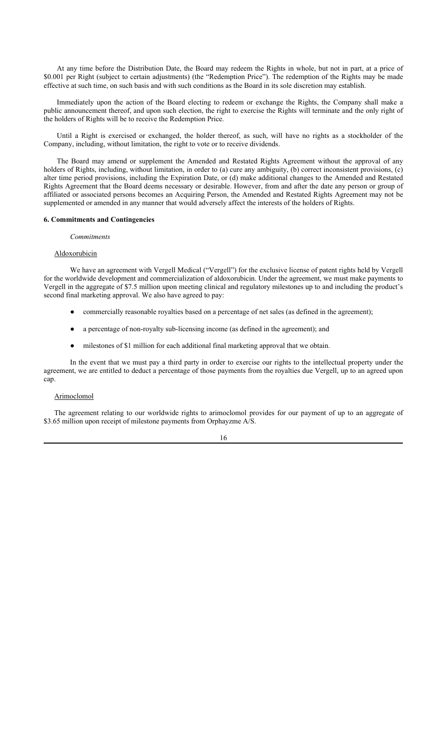At any time before the Distribution Date, the Board may redeem the Rights in whole, but not in part, at a price of $0.001 per Right (subject to certain adjustments) (the "Redemption Price"). The redemption of the Rights may be made effective at such time, on such basis and with such conditions as the Board in its sole discretion may establish.

Immediately upon the action of the Board electing to redeem or exchange the Rights, the Company shall make a public announcement thereof, and upon such election, the right to exercise the Rights will terminate and the only right of the holders of Rights will be to receive the Redemption Price.

Until a Right is exercised or exchanged, the holder thereof, as such, will have no rights as a stockholder of the Company, including, without limitation, the right to vote or to receive dividends.

The Board may amend or supplement the Amended and Restated Rights Agreement without the approval of any holders of Rights, including, without limitation, in order to (a) cure any ambiguity, (b) correct inconsistent provisions, (c) alter time period provisions, including the Expiration Date, or (d) make additional changes to the Amended and Restated Rights Agreement that the Board deems necessary or desirable. However, from and after the date any person or group of affiliated or associated persons becomes an Acquiring Person, the Amended and Restated Rights Agreement may not be supplemented or amended in any manner that would adversely affect the interests of the holders of Rights.

**6. Commitments and Contingencies**

*Commitments*

Aldoxorubicin

We have an agreement with Vergell Medical ("Vergell") for the exclusive license of patent rights held by Vergell for the worldwide development and commercialization of aldoxorubicin. Under the agreement, we must make payments to Vergell in the aggregate of $7.5 million upon meeting clinical and regulatory milestones up to and including the product's second final marketing approval. We also have agreed to pay:

- commercially reasonable royalties based on a percentage of net sales (as defined in the agreement);
- a percentage of non-royalty sub-licensing income (as defined in the agreement); and
- milestones of $1 million for each additional final marketing approval that we obtain.

In the event that we must pay a third party in order to exercise our rights to the intellectual property under the agreement, we are entitled to deduct a percentage of those payments from the royalties due Vergell, up to an agreed upon cap.

Arimoclomol

The agreement relating to our worldwide rights to arimoclomol provides for our payment of up to an aggregate of $3.65 million upon receipt of milestone payments from Orphayzme A/S.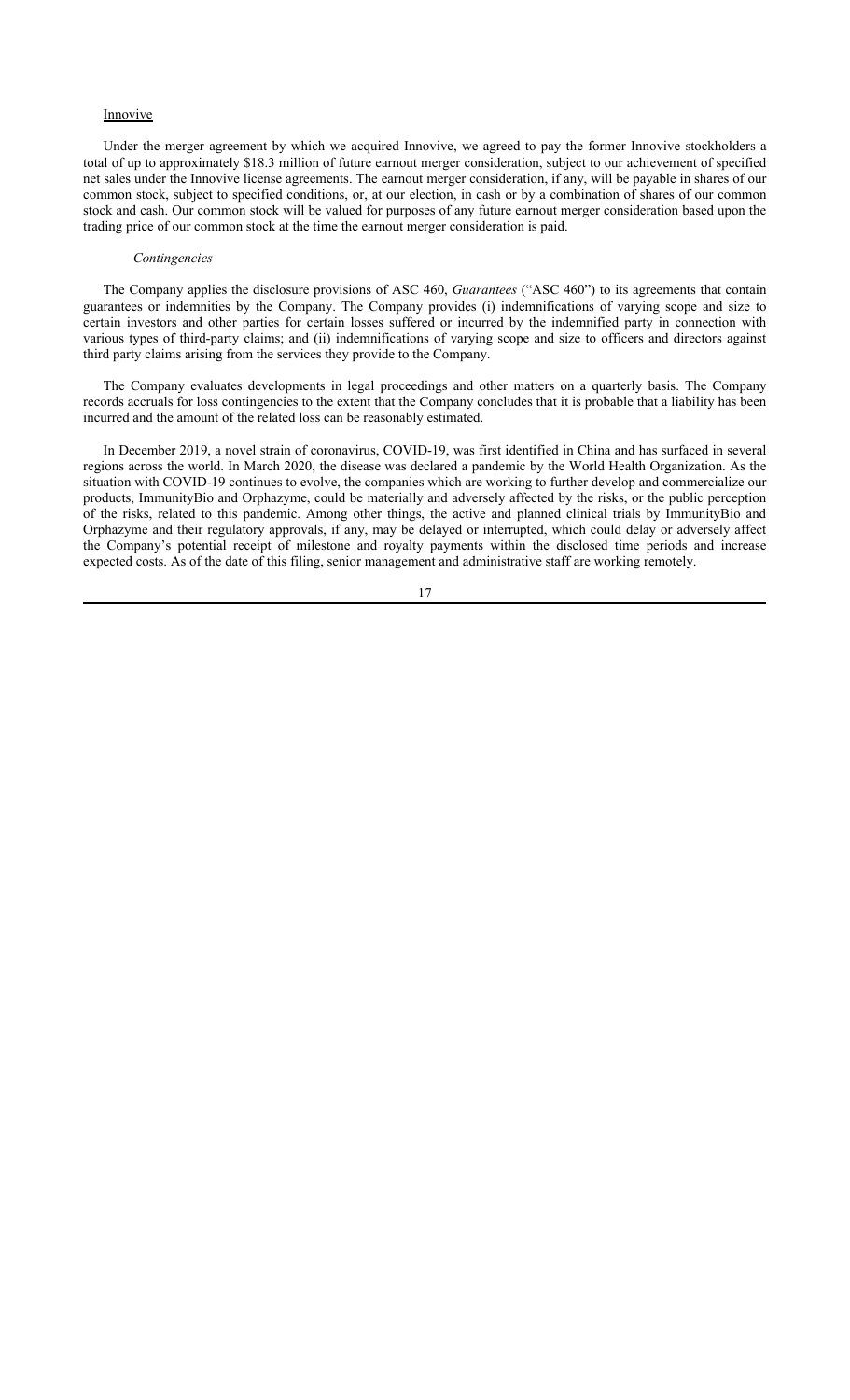Innovive

Under the merger agreement by which we acquired Innovive, we agreed to pay the former Innovive stockholders a total of up to approximately $18.3 million of future earnout merger consideration, subject to our achievement of specified net sales under the Innovive license agreements. The earnout merger consideration, if any, will be payable in shares of our common stock, subject to specified conditions, or, at our election, in cash or by a combination of shares of our common stock and cash. Our common stock will be valued for purposes of any future earnout merger consideration based upon the trading price of our common stock at the time the earnout merger consideration is paid.

*Contingencies*

The Company applies the disclosure provisions of ASC 460, *Guarantees* ("ASC 460") to its agreements that contain guarantees or indemnities by the Company. The Company provides (i) indemnifications of varying scope and size to certain investors and other parties for certain losses suffered or incurred by the indemnified party in connection with various types of third-party claims; and (ii) indemnifications of varying scope and size to officers and directors against third party claims arising from the services they provide to the Company.

The Company evaluates developments in legal proceedings and other matters on a quarterly basis. The Company records accruals for loss contingencies to the extent that the Company concludes that it is probable that a liability has been incurred and the amount of the related loss can be reasonably estimated.

In December 2019, a novel strain of coronavirus, COVID-19, was first identified in China and has surfaced in several regions across the world. In March 2020, the disease was declared a pandemic by the World Health Organization. As the situation with COVID-19 continues to evolve, the companies which are working to further develop and commercialize our products, ImmunityBio and Orphazyme, could be materially and adversely affected by the risks, or the public perception of the risks, related to this pandemic. Among other things, the active and planned clinical trials by ImmunityBio and Orphazyme and their regulatory approvals, if any, may be delayed or interrupted, which could delay or adversely affect the Company's potential receipt of milestone and royalty payments within the disclosed time periods and increase expected costs. As of the date of this filing, senior management and administrative staff are working remotely.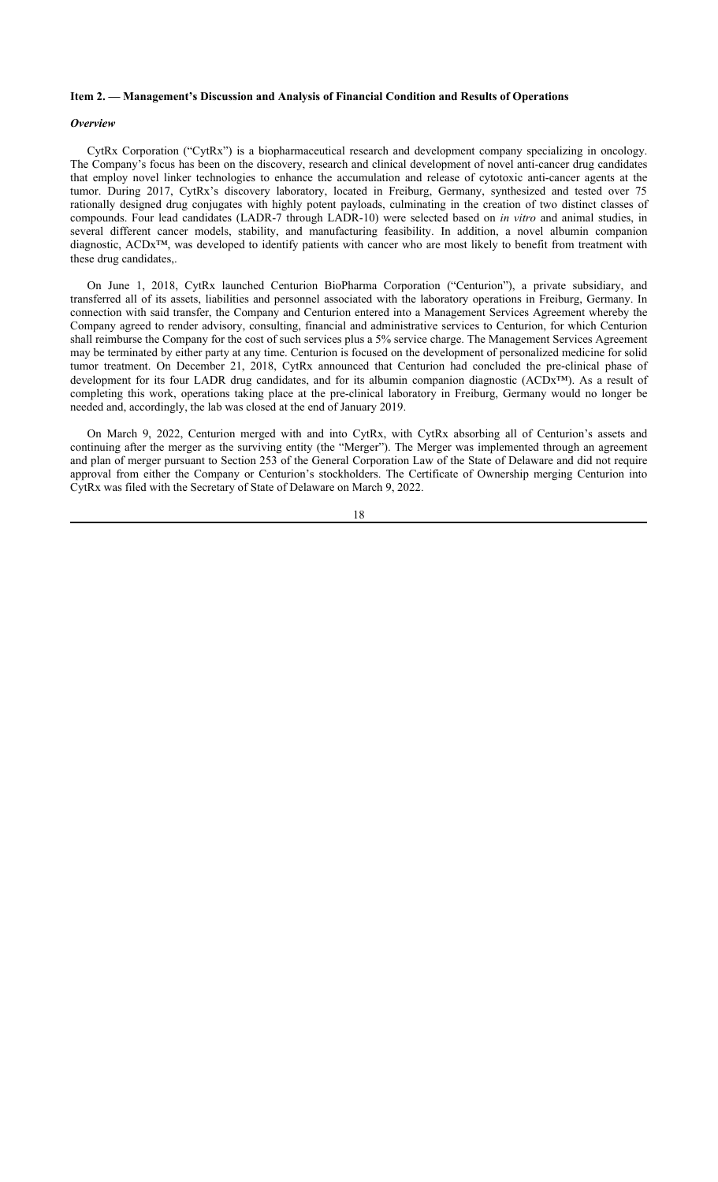### Item 2. — Management's Discussion and Analysis of Financial Condition and Results of Operations

***Overview***

CytRx Corporation ("CytRx") is a biopharmaceutical research and development company specializing in oncology. The Company's focus has been on the discovery, research and clinical development of novel anti-cancer drug candidates that employ novel linker technologies to enhance the accumulation and release of cytotoxic anti-cancer agents at the tumor. During 2017, CytRx's discovery laboratory, located in Freiburg, Germany, synthesized and tested over 75 rationally designed drug conjugates with highly potent payloads, culminating in the creation of two distinct classes of compounds. Four lead candidates (LADR-7 through LADR-10) were selected based on *in vitro* and animal studies, in several different cancer models, stability, and manufacturing feasibility. In addition, a novel albumin companion diagnostic, ACDx™, was developed to identify patients with cancer who are most likely to benefit from treatment with these drug candidates,.

On June 1, 2018, CytRx launched Centurion BioPharma Corporation ("Centurion"), a private subsidiary, and transferred all of its assets, liabilities and personnel associated with the laboratory operations in Freiburg, Germany. In connection with said transfer, the Company and Centurion entered into a Management Services Agreement whereby the Company agreed to render advisory, consulting, financial and administrative services to Centurion, for which Centurion shall reimburse the Company for the cost of such services plus a 5% service charge. The Management Services Agreement may be terminated by either party at any time. Centurion is focused on the development of personalized medicine for solid tumor treatment. On December 21, 2018, CytRx announced that Centurion had concluded the pre-clinical phase of development for its four LADR drug candidates, and for its albumin companion diagnostic (ACDx™). As a result of completing this work, operations taking place at the pre-clinical laboratory in Freiburg, Germany would no longer be needed and, accordingly, the lab was closed at the end of January 2019.

On March 9, 2022, Centurion merged with and into CytRx, with CytRx absorbing all of Centurion's assets and continuing after the merger as the surviving entity (the "Merger"). The Merger was implemented through an agreement and plan of merger pursuant to Section 253 of the General Corporation Law of the State of Delaware and did not require approval from either the Company or Centurion's stockholders. The Certificate of Ownership merging Centurion into CytRx was filed with the Secretary of State of Delaware on March 9, 2022.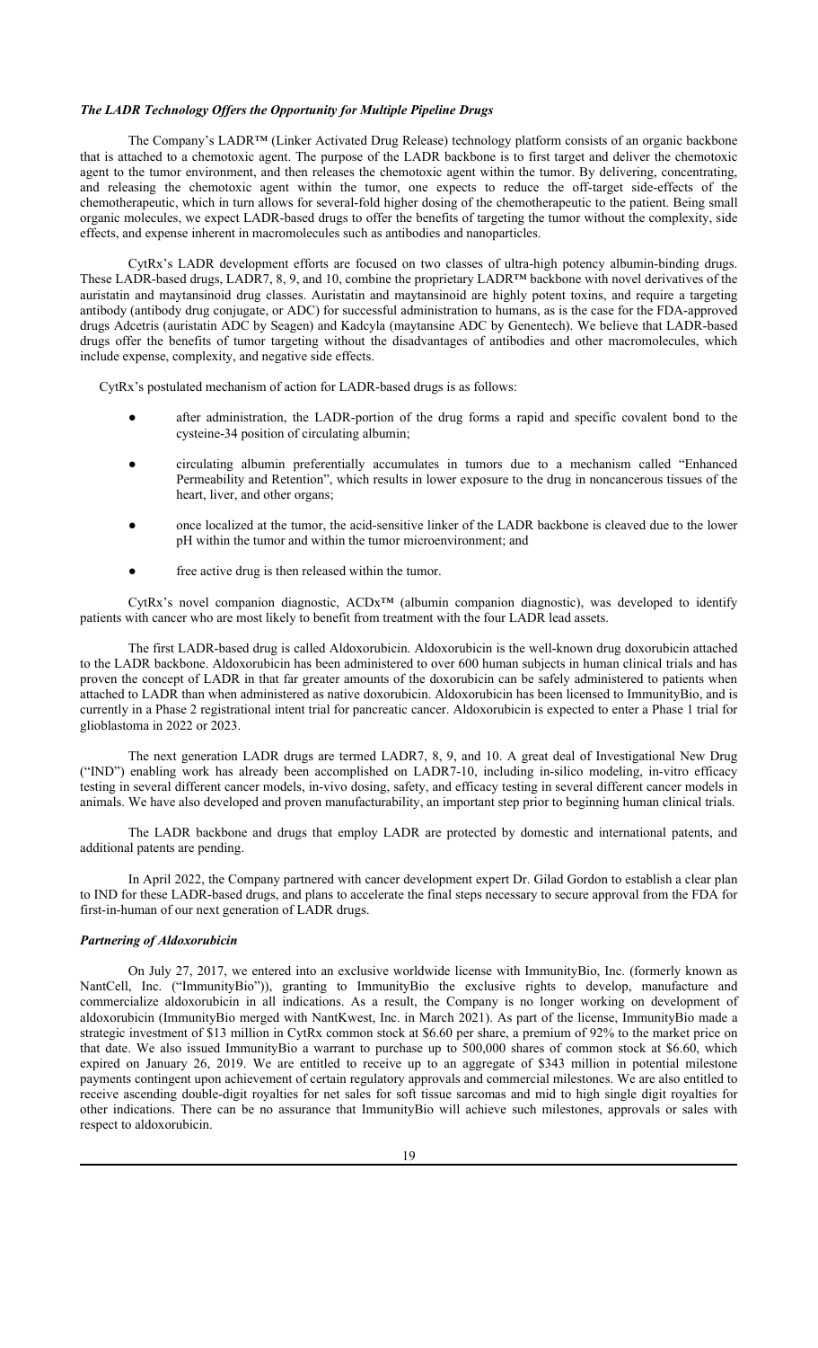### *The LADR Technology Offers the Opportunity for Multiple Pipeline Drugs*

The Company's LADR™ (Linker Activated Drug Release) technology platform consists of an organic backbone that is attached to a chemotoxic agent. The purpose of the LADR backbone is to first target and deliver the chemotoxic agent to the tumor environment, and then releases the chemotoxic agent within the tumor. By delivering, concentrating, and releasing the chemotoxic agent within the tumor, one expects to reduce the off-target side-effects of the chemotherapeutic, which in turn allows for several-fold higher dosing of the chemotherapeutic to the patient. Being small organic molecules, we expect LADR-based drugs to offer the benefits of targeting the tumor without the complexity, side effects, and expense inherent in macromolecules such as antibodies and nanoparticles.

CytRx's LADR development efforts are focused on two classes of ultra-high potency albumin-binding drugs. These LADR-based drugs, LADR7, 8, 9, and 10, combine the proprietary LADR™ backbone with novel derivatives of the auristatin and maytansinoid drug classes. Auristatin and maytansinoid are highly potent toxins, and require a targeting antibody (antibody drug conjugate, or ADC) for successful administration to humans, as is the case for the FDA-approved drugs Adcetris (auristatin ADC by Seagen) and Kadcyla (maytansine ADC by Genentech). We believe that LADR-based drugs offer the benefits of tumor targeting without the disadvantages of antibodies and other macromolecules, which include expense, complexity, and negative side effects.

CytRx's postulated mechanism of action for LADR-based drugs is as follows:

- after administration, the LADR-portion of the drug forms a rapid and specific covalent bond to the cysteine-34 position of circulating albumin;
- circulating albumin preferentially accumulates in tumors due to a mechanism called "Enhanced Permeability and Retention", which results in lower exposure to the drug in noncancerous tissues of the heart, liver, and other organs;
- once localized at the tumor, the acid-sensitive linker of the LADR backbone is cleaved due to the lower pH within the tumor and within the tumor microenvironment; and
- free active drug is then released within the tumor.

CytRx's novel companion diagnostic, ACDx™ (albumin companion diagnostic), was developed to identify patients with cancer who are most likely to benefit from treatment with the four LADR lead assets.

The first LADR-based drug is called Aldoxorubicin. Aldoxorubicin is the well-known drug doxorubicin attached to the LADR backbone. Aldoxorubicin has been administered to over 600 human subjects in human clinical trials and has proven the concept of LADR in that far greater amounts of the doxorubicin can be safely administered to patients when attached to LADR than when administered as native doxorubicin. Aldoxorubicin has been licensed to ImmunityBio, and is currently in a Phase 2 registrational intent trial for pancreatic cancer. Aldoxorubicin is expected to enter a Phase 1 trial for glioblastoma in 2022 or 2023.

The next generation LADR drugs are termed LADR7, 8, 9, and 10. A great deal of Investigational New Drug ("IND") enabling work has already been accomplished on LADR7-10, including in-silico modeling, in-vitro efficacy testing in several different cancer models, in-vivo dosing, safety, and efficacy testing in several different cancer models in animals. We have also developed and proven manufacturability, an important step prior to beginning human clinical trials.

The LADR backbone and drugs that employ LADR are protected by domestic and international patents, and additional patents are pending.

In April 2022, the Company partnered with cancer development expert Dr. Gilad Gordon to establish a clear plan to IND for these LADR-based drugs, and plans to accelerate the final steps necessary to secure approval from the FDA for first-in-human of our next generation of LADR drugs.

### *Partnering of Aldoxorubicin*

On July 27, 2017, we entered into an exclusive worldwide license with ImmunityBio, Inc. (formerly known as NantCell, Inc. ("ImmunityBio")), granting to ImmunityBio the exclusive rights to develop, manufacture and commercialize aldoxorubicin in all indications. As a result, the Company is no longer working on development of aldoxorubicin (ImmunityBio merged with NantKwest, Inc. in March 2021). As part of the license, ImmunityBio made a strategic investment of $13 million in CytRx common stock at $6.60 per share, a premium of 92% to the market price on that date. We also issued ImmunityBio a warrant to purchase up to 500,000 shares of common stock at $6.60, which expired on January 26, 2019. We are entitled to receive up to an aggregate of $343 million in potential milestone payments contingent upon achievement of certain regulatory approvals and commercial milestones. We are also entitled to receive ascending double-digit royalties for net sales for soft tissue sarcomas and mid to high single digit royalties for other indications. There can be no assurance that ImmunityBio will achieve such milestones, approvals or sales with respect to aldoxorubicin.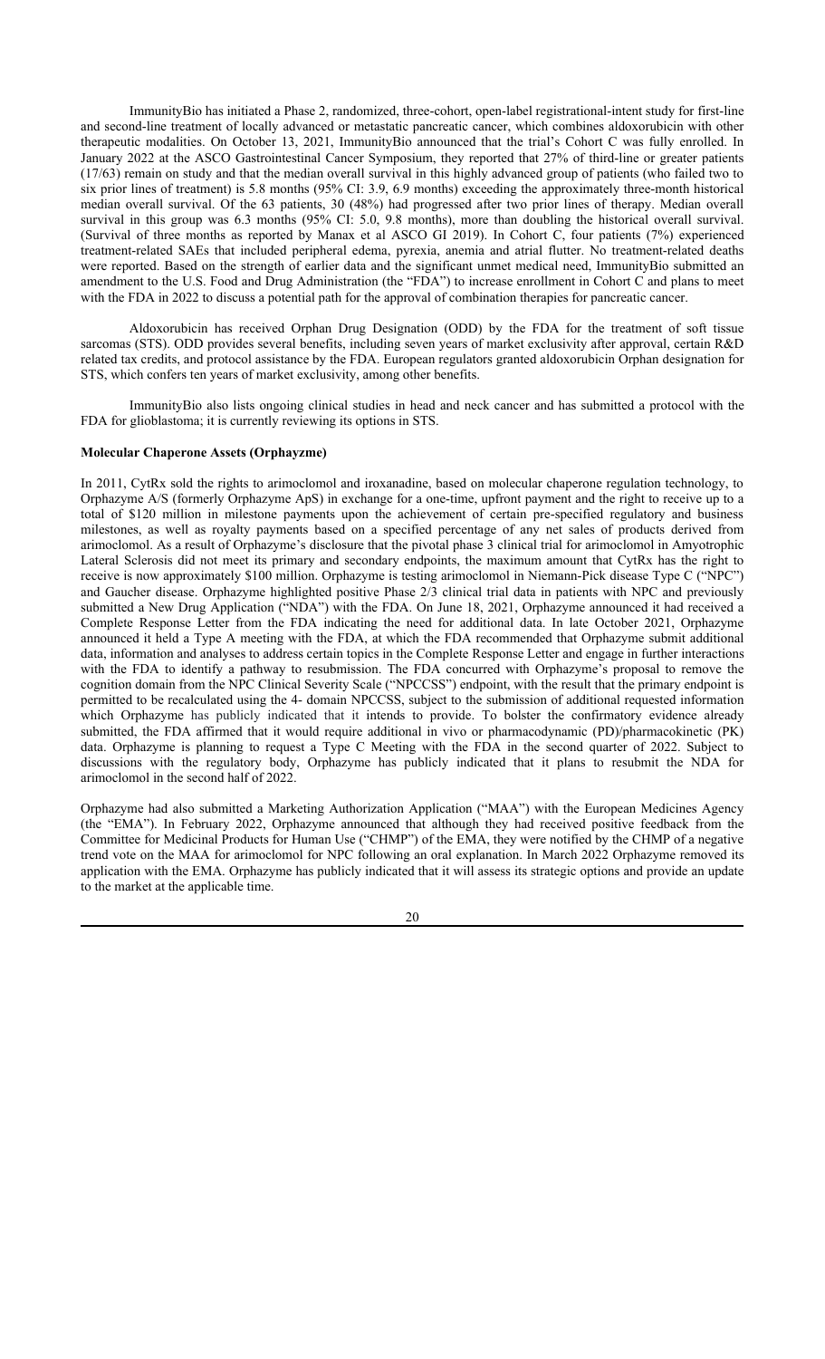ImmunityBio has initiated a Phase 2, randomized, three-cohort, open-label registrational-intent study for first-line and second-line treatment of locally advanced or metastatic pancreatic cancer, which combines aldoxorubicin with other therapeutic modalities. On October 13, 2021, ImmunityBio announced that the trial's Cohort C was fully enrolled. In January 2022 at the ASCO Gastrointestinal Cancer Symposium, they reported that 27% of third-line or greater patients (17/63) remain on study and that the median overall survival in this highly advanced group of patients (who failed two to six prior lines of treatment) is 5.8 months (95% CI: 3.9, 6.9 months) exceeding the approximately three-month historical median overall survival. Of the 63 patients, 30 (48%) had progressed after two prior lines of therapy. Median overall survival in this group was 6.3 months (95% CI: 5.0, 9.8 months), more than doubling the historical overall survival. (Survival of three months as reported by Manax et al ASCO GI 2019). In Cohort C, four patients (7%) experienced treatment-related SAEs that included peripheral edema, pyrexia, anemia and atrial flutter. No treatment-related deaths were reported. Based on the strength of earlier data and the significant unmet medical need, ImmunityBio submitted an amendment to the U.S. Food and Drug Administration (the "FDA") to increase enrollment in Cohort C and plans to meet with the FDA in 2022 to discuss a potential path for the approval of combination therapies for pancreatic cancer.

Aldoxorubicin has received Orphan Drug Designation (ODD) by the FDA for the treatment of soft tissue sarcomas (STS). ODD provides several benefits, including seven years of market exclusivity after approval, certain R&D related tax credits, and protocol assistance by the FDA. European regulators granted aldoxorubicin Orphan designation for STS, which confers ten years of market exclusivity, among other benefits.

ImmunityBio also lists ongoing clinical studies in head and neck cancer and has submitted a protocol with the FDA for glioblastoma; it is currently reviewing its options in STS.

**Molecular Chaperone Assets (Orphayzme)**

In 2011, CytRx sold the rights to arimoclomol and iroxanadine, based on molecular chaperone regulation technology, to Orphazyme A/S (formerly Orphazyme ApS) in exchange for a one-time, upfront payment and the right to receive up to a total of $120 million in milestone payments upon the achievement of certain pre-specified regulatory and business milestones, as well as royalty payments based on a specified percentage of any net sales of products derived from arimoclomol. As a result of Orphazyme's disclosure that the pivotal phase 3 clinical trial for arimoclomol in Amyotrophic Lateral Sclerosis did not meet its primary and secondary endpoints, the maximum amount that CytRx has the right to receive is now approximately $100 million. Orphazyme is testing arimoclomol in Niemann-Pick disease Type C ("NPC") and Gaucher disease. Orphazyme highlighted positive Phase 2/3 clinical trial data in patients with NPC and previously submitted a New Drug Application ("NDA") with the FDA. On June 18, 2021, Orphazyme announced it had received a Complete Response Letter from the FDA indicating the need for additional data. In late October 2021, Orphazyme announced it held a Type A meeting with the FDA, at which the FDA recommended that Orphazyme submit additional data, information and analyses to address certain topics in the Complete Response Letter and engage in further interactions with the FDA to identify a pathway to resubmission. The FDA concurred with Orphazyme's proposal to remove the cognition domain from the NPC Clinical Severity Scale ("NPCCSS") endpoint, with the result that the primary endpoint is permitted to be recalculated using the 4- domain NPCCSS, subject to the submission of additional requested information which Orphazyme has publicly indicated that it intends to provide. To bolster the confirmatory evidence already submitted, the FDA affirmed that it would require additional in vivo or pharmacodynamic (PD)/pharmacokinetic (PK) data. Orphazyme is planning to request a Type C Meeting with the FDA in the second quarter of 2022. Subject to discussions with the regulatory body, Orphazyme has publicly indicated that it plans to resubmit the NDA for arimoclomol in the second half of 2022.

Orphazyme had also submitted a Marketing Authorization Application ("MAA") with the European Medicines Agency (the "EMA"). In February 2022, Orphazyme announced that although they had received positive feedback from the Committee for Medicinal Products for Human Use ("CHMP") of the EMA, they were notified by the CHMP of a negative trend vote on the MAA for arimoclomol for NPC following an oral explanation. In March 2022 Orphazyme removed its application with the EMA. Orphazyme has publicly indicated that it will assess its strategic options and provide an update to the market at the applicable time.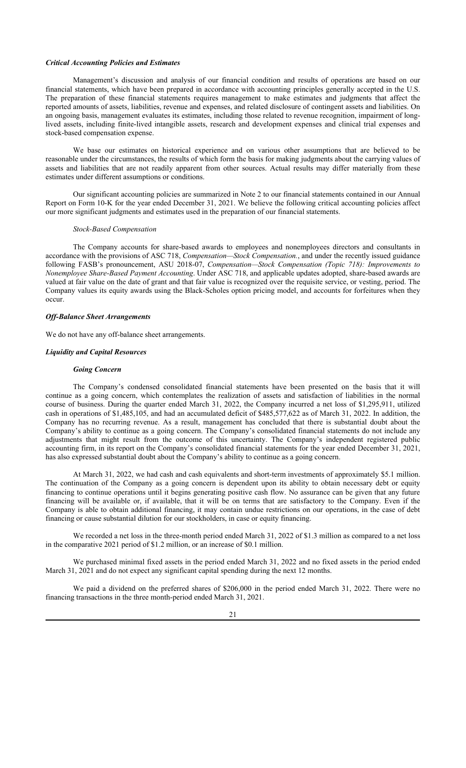### *Critical Accounting Policies and Estimates*

Management's discussion and analysis of our financial condition and results of operations are based on our financial statements, which have been prepared in accordance with accounting principles generally accepted in the U.S. The preparation of these financial statements requires management to make estimates and judgments that affect the reported amounts of assets, liabilities, revenue and expenses, and related disclosure of contingent assets and liabilities. On an ongoing basis, management evaluates its estimates, including those related to revenue recognition, impairment of long-lived assets, including finite-lived intangible assets, research and development expenses and clinical trial expenses and stock-based compensation expense.

We base our estimates on historical experience and on various other assumptions that are believed to be reasonable under the circumstances, the results of which form the basis for making judgments about the carrying values of assets and liabilities that are not readily apparent from other sources. Actual results may differ materially from these estimates under different assumptions or conditions.

Our significant accounting policies are summarized in Note 2 to our financial statements contained in our Annual Report on Form 10-K for the year ended December 31, 2021. We believe the following critical accounting policies affect our more significant judgments and estimates used in the preparation of our financial statements.

#### *Stock-Based Compensation*

The Company accounts for share-based awards to employees and nonemployees directors and consultants in accordance with the provisions of ASC 718, *Compensation—Stock Compensation.*, and under the recently issued guidance following FASB's pronouncement, ASU 2018-07, *Compensation—Stock Compensation (Topic 718): Improvements to Nonemployee Share-Based Payment Accounting*. Under ASC 718, and applicable updates adopted, share-based awards are valued at fair value on the date of grant and that fair value is recognized over the requisite service, or vesting, period. The Company values its equity awards using the Black-Scholes option pricing model, and accounts for forfeitures when they occur.

### *Off-Balance Sheet Arrangements*

We do not have any off-balance sheet arrangements.

### *Liquidity and Capital Resources*

#### *Going Concern*

The Company's condensed consolidated financial statements have been presented on the basis that it will continue as a going concern, which contemplates the realization of assets and satisfaction of liabilities in the normal course of business. During the quarter ended March 31, 2022, the Company incurred a net loss of $1,295,911, utilized cash in operations of $1,485,105, and had an accumulated deficit of $485,577,622 as of March 31, 2022. In addition, the Company has no recurring revenue. As a result, management has concluded that there is substantial doubt about the Company's ability to continue as a going concern. The Company's consolidated financial statements do not include any adjustments that might result from the outcome of this uncertainty. The Company's independent registered public accounting firm, in its report on the Company's consolidated financial statements for the year ended December 31, 2021, has also expressed substantial doubt about the Company's ability to continue as a going concern.

At March 31, 2022, we had cash and cash equivalents and short-term investments of approximately $5.1 million. The continuation of the Company as a going concern is dependent upon its ability to obtain necessary debt or equity financing to continue operations until it begins generating positive cash flow. No assurance can be given that any future financing will be available or, if available, that it will be on terms that are satisfactory to the Company. Even if the Company is able to obtain additional financing, it may contain undue restrictions on our operations, in the case of debt financing or cause substantial dilution for our stockholders, in case or equity financing.

We recorded a net loss in the three-month period ended March 31, 2022 of $1.3 million as compared to a net loss in the comparative 2021 period of $1.2 million, or an increase of $0.1 million.

We purchased minimal fixed assets in the period ended March 31, 2022 and no fixed assets in the period ended March 31, 2021 and do not expect any significant capital spending during the next 12 months.

We paid a dividend on the preferred shares of $206,000 in the period ended March 31, 2022. There were no financing transactions in the three month-period ended March 31, 2021.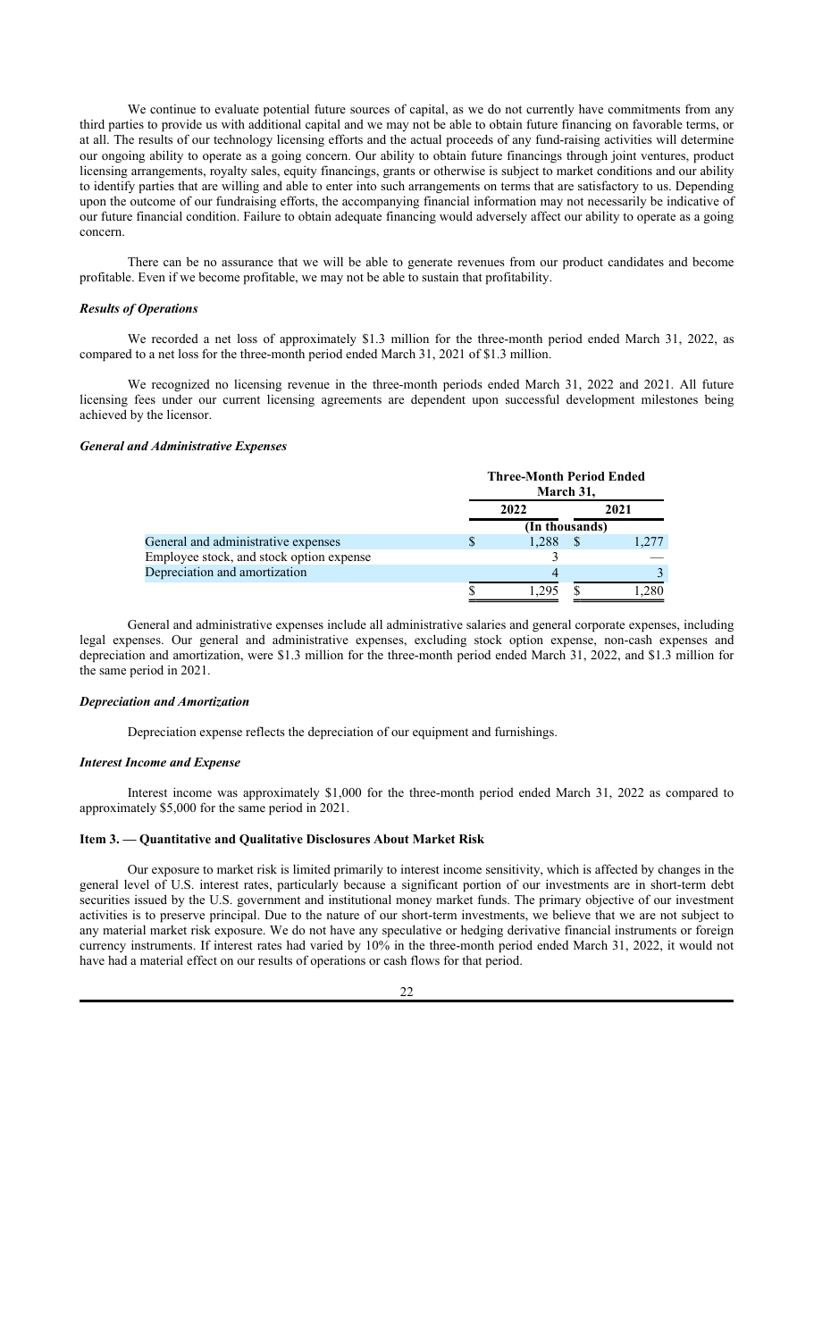We continue to evaluate potential future sources of capital, as we do not currently have commitments from any third parties to provide us with additional capital and we may not be able to obtain future financing on favorable terms, or at all. The results of our technology licensing efforts and the actual proceeds of any fund-raising activities will determine our ongoing ability to operate as a going concern. Our ability to obtain future financings through joint ventures, product licensing arrangements, royalty sales, equity financings, grants or otherwise is subject to market conditions and our ability to identify parties that are willing and able to enter into such arrangements on terms that are satisfactory to us. Depending upon the outcome of our fundraising efforts, the accompanying financial information may not necessarily be indicative of our future financial condition. Failure to obtain adequate financing would adversely affect our ability to operate as a going concern.

There can be no assurance that we will be able to generate revenues from our product candidates and become profitable. Even if we become profitable, we may not be able to sustain that profitability.

### *Results of Operations*

We recorded a net loss of approximately $1.3 million for the three-month period ended March 31, 2022, as compared to a net loss for the three-month period ended March 31, 2021 of $1.3 million.

We recognized no licensing revenue in the three-month periods ended March 31, 2022 and 2021. All future licensing fees under our current licensing agreements are dependent upon successful development milestones being achieved by the licensor.

### *General and Administrative Expenses*

| | Three-Month Period Ended March 31, | |
|---|---|---|
| | 2022 | 2021 |
| | (In thousands) | |
| General and administrative expenses | $ 1,288 | $ 1,277 |
| Employee stock, and stock option expense | 3 | — |
| Depreciation and amortization | 4 | 3 |
| | $ 1,295 | $ 1,280 |

General and administrative expenses include all administrative salaries and general corporate expenses, including legal expenses. Our general and administrative expenses, excluding stock option expense, non-cash expenses and depreciation and amortization, were $1.3 million for the three-month period ended March 31, 2022, and $1.3 million for the same period in 2021.

### *Depreciation and Amortization*

Depreciation expense reflects the depreciation of our equipment and furnishings.

### *Interest Income and Expense*

Interest income was approximately $1,000 for the three-month period ended March 31, 2022 as compared to approximately $5,000 for the same period in 2021.

## Item 3. — Quantitative and Qualitative Disclosures About Market Risk

Our exposure to market risk is limited primarily to interest income sensitivity, which is affected by changes in the general level of U.S. interest rates, particularly because a significant portion of our investments are in short-term debt securities issued by the U.S. government and institutional money market funds. The primary objective of our investment activities is to preserve principal. Due to the nature of our short-term investments, we believe that we are not subject to any material market risk exposure. We do not have any speculative or hedging derivative financial instruments or foreign currency instruments. If interest rates had varied by 10% in the three-month period ended March 31, 2022, it would not have had a material effect on our results of operations or cash flows for that period.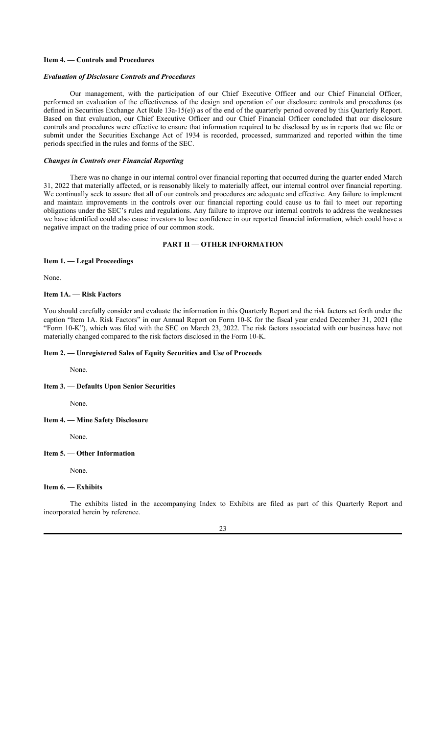### Item 4. — Controls and Procedures

***Evaluation of Disclosure Controls and Procedures***

Our management, with the participation of our Chief Executive Officer and our Chief Financial Officer, performed an evaluation of the effectiveness of the design and operation of our disclosure controls and procedures (as defined in Securities Exchange Act Rule 13a-15(e)) as of the end of the quarterly period covered by this Quarterly Report. Based on that evaluation, our Chief Executive Officer and our Chief Financial Officer concluded that our disclosure controls and procedures were effective to ensure that information required to be disclosed by us in reports that we file or submit under the Securities Exchange Act of 1934 is recorded, processed, summarized and reported within the time periods specified in the rules and forms of the SEC.

***Changes in Controls over Financial Reporting***

There was no change in our internal control over financial reporting that occurred during the quarter ended March 31, 2022 that materially affected, or is reasonably likely to materially affect, our internal control over financial reporting. We continually seek to assure that all of our controls and procedures are adequate and effective. Any failure to implement and maintain improvements in the controls over our financial reporting could cause us to fail to meet our reporting obligations under the SEC's rules and regulations. Any failure to improve our internal controls to address the weaknesses we have identified could also cause investors to lose confidence in our reported financial information, which could have a negative impact on the trading price of our common stock.

## PART II — OTHER INFORMATION

### Item 1. — Legal Proceedings

None.

### Item 1A. — Risk Factors

You should carefully consider and evaluate the information in this Quarterly Report and the risk factors set forth under the caption "Item 1A. Risk Factors" in our Annual Report on Form 10-K for the fiscal year ended December 31, 2021 (the "Form 10-K"), which was filed with the SEC on March 23, 2022. The risk factors associated with our business have not materially changed compared to the risk factors disclosed in the Form 10-K.

### Item 2. — Unregistered Sales of Equity Securities and Use of Proceeds

None.

### Item 3. — Defaults Upon Senior Securities

None.

### Item 4. — Mine Safety Disclosure

None.

### Item 5. — Other Information

None.

### Item 6. — Exhibits

The exhibits listed in the accompanying Index to Exhibits are filed as part of this Quarterly Report and incorporated herein by reference.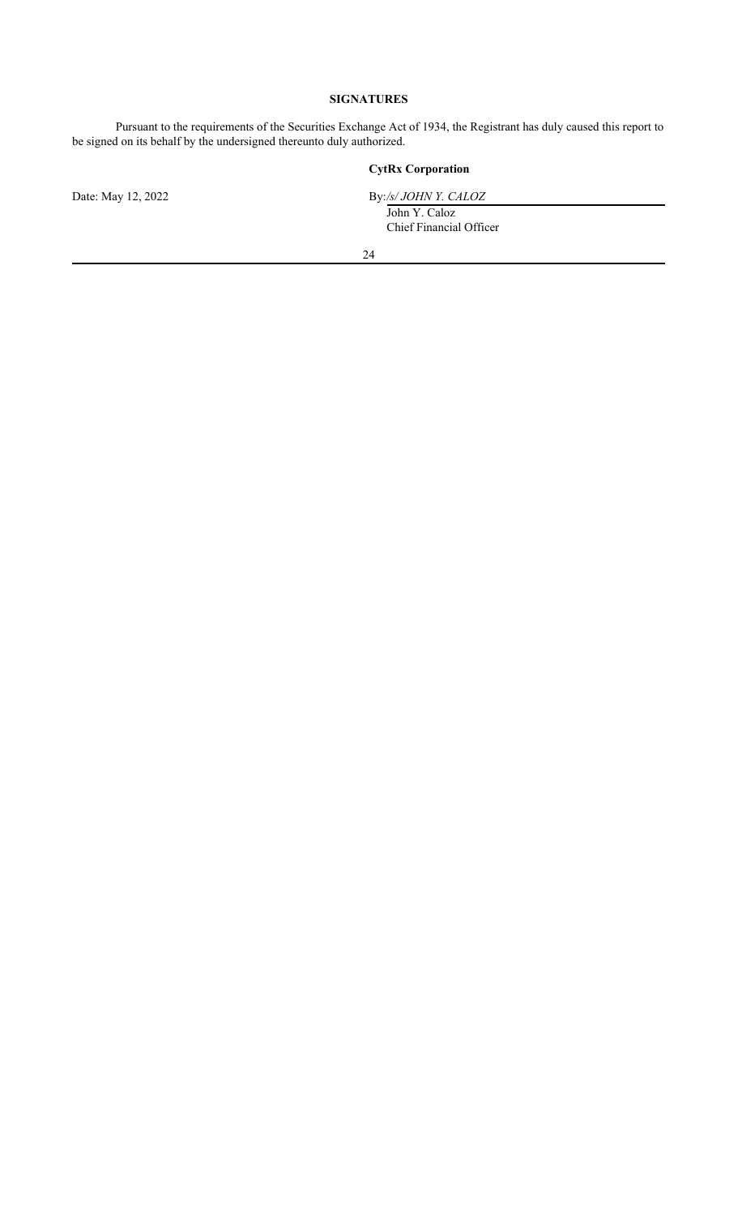## SIGNATURES

Pursuant to the requirements of the Securities Exchange Act of 1934, the Registrant has duly caused this report to be signed on its behalf by the undersigned thereunto duly authorized.

**CytRx Corporation**

Date: May 12, 2022

By: */s/ JOHN Y. CALOZ*
John Y. Caloz
Chief Financial Officer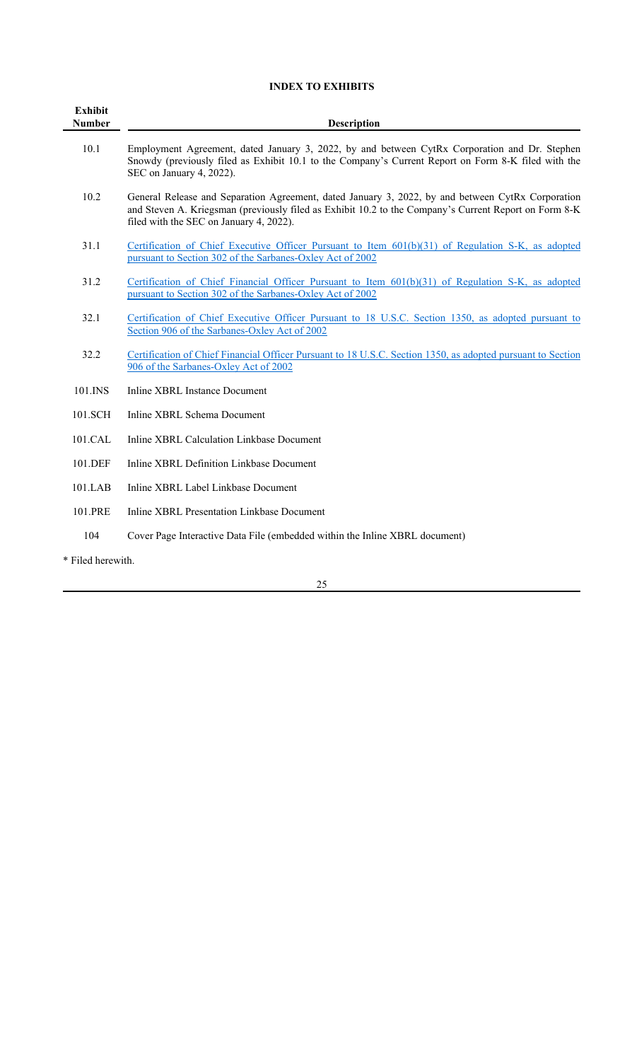**INDEX TO EXHIBITS**

| Exhibit Number | Description |
| --- | --- |
| 10.1 | Employment Agreement, dated January 3, 2022, by and between CytRx Corporation and Dr. Stephen Snowdy (previously filed as Exhibit 10.1 to the Company's Current Report on Form 8-K filed with the SEC on January 4, 2022). |
| 10.2 | General Release and Separation Agreement, dated January 3, 2022, by and between CytRx Corporation and Steven A. Kriegsman (previously filed as Exhibit 10.2 to the Company's Current Report on Form 8-K filed with the SEC on January 4, 2022). |
| 31.1 | Certification of Chief Executive Officer Pursuant to Item 601(b)(31) of Regulation S-K, as adopted pursuant to Section 302 of the Sarbanes-Oxley Act of 2002 |
| 31.2 | Certification of Chief Financial Officer Pursuant to Item 601(b)(31) of Regulation S-K, as adopted pursuant to Section 302 of the Sarbanes-Oxley Act of 2002 |
| 32.1 | Certification of Chief Executive Officer Pursuant to 18 U.S.C. Section 1350, as adopted pursuant to Section 906 of the Sarbanes-Oxley Act of 2002 |
| 32.2 | Certification of Chief Financial Officer Pursuant to 18 U.S.C. Section 1350, as adopted pursuant to Section 906 of the Sarbanes-Oxley Act of 2002 |
| 101.INS | Inline XBRL Instance Document |
| 101.SCH | Inline XBRL Schema Document |
| 101.CAL | Inline XBRL Calculation Linkbase Document |
| 101.DEF | Inline XBRL Definition Linkbase Document |
| 101.LAB | Inline XBRL Label Linkbase Document |
| 101.PRE | Inline XBRL Presentation Linkbase Document |
| 104 | Cover Page Interactive Data File (embedded within the Inline XBRL document) |

* Filed herewith.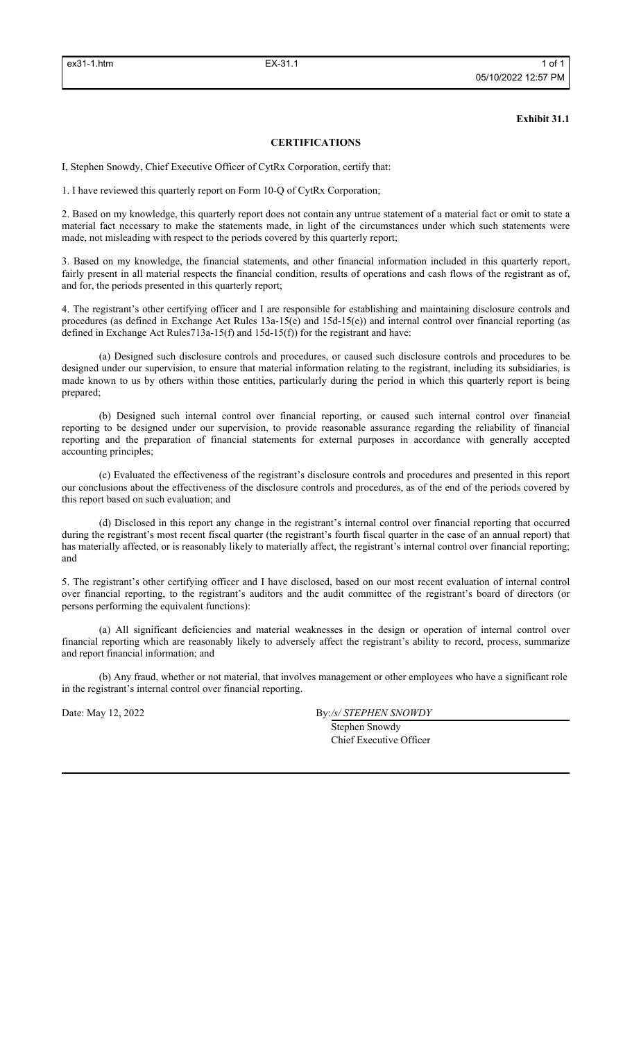**Exhibit 31.1**

**CERTIFICATIONS**

I, Stephen Snowdy, Chief Executive Officer of CytRx Corporation, certify that:

1. I have reviewed this quarterly report on Form 10-Q of CytRx Corporation;

2. Based on my knowledge, this quarterly report does not contain any untrue statement of a material fact or omit to state a material fact necessary to make the statements made, in light of the circumstances under which such statements were made, not misleading with respect to the periods covered by this quarterly report;

3. Based on my knowledge, the financial statements, and other financial information included in this quarterly report, fairly present in all material respects the financial condition, results of operations and cash flows of the registrant as of, and for, the periods presented in this quarterly report;

4. The registrant's other certifying officer and I are responsible for establishing and maintaining disclosure controls and procedures (as defined in Exchange Act Rules 13a-15(e) and 15d-15(e)) and internal control over financial reporting (as defined in Exchange Act Rules713a-15(f) and 15d-15(f)) for the registrant and have:

(a) Designed such disclosure controls and procedures, or caused such disclosure controls and procedures to be designed under our supervision, to ensure that material information relating to the registrant, including its subsidiaries, is made known to us by others within those entities, particularly during the period in which this quarterly report is being prepared;

(b) Designed such internal control over financial reporting, or caused such internal control over financial reporting to be designed under our supervision, to provide reasonable assurance regarding the reliability of financial reporting and the preparation of financial statements for external purposes in accordance with generally accepted accounting principles;

(c) Evaluated the effectiveness of the registrant's disclosure controls and procedures and presented in this report our conclusions about the effectiveness of the disclosure controls and procedures, as of the end of the periods covered by this report based on such evaluation; and

(d) Disclosed in this report any change in the registrant's internal control over financial reporting that occurred during the registrant's most recent fiscal quarter (the registrant's fourth fiscal quarter in the case of an annual report) that has materially affected, or is reasonably likely to materially affect, the registrant's internal control over financial reporting; and

5. The registrant's other certifying officer and I have disclosed, based on our most recent evaluation of internal control over financial reporting, to the registrant's auditors and the audit committee of the registrant's board of directors (or persons performing the equivalent functions):

(a) All significant deficiencies and material weaknesses in the design or operation of internal control over financial reporting which are reasonably likely to adversely affect the registrant's ability to record, process, summarize and report financial information; and

(b) Any fraud, whether or not material, that involves management or other employees who have a significant role in the registrant's internal control over financial reporting.

Date: May 12, 2022

By: */s/ STEPHEN SNOWDY*

Stephen Snowdy
Chief Executive Officer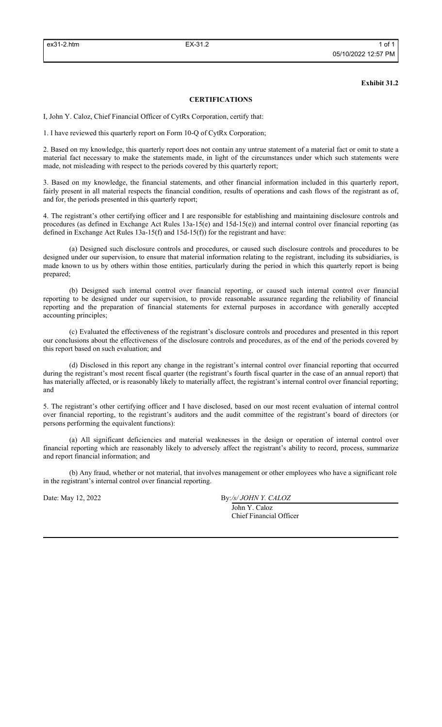**Exhibit 31.2**

**CERTIFICATIONS**

I, John Y. Caloz, Chief Financial Officer of CytRx Corporation, certify that:

1. I have reviewed this quarterly report on Form 10-Q of CytRx Corporation;

2. Based on my knowledge, this quarterly report does not contain any untrue statement of a material fact or omit to state a material fact necessary to make the statements made, in light of the circumstances under which such statements were made, not misleading with respect to the periods covered by this quarterly report;

3. Based on my knowledge, the financial statements, and other financial information included in this quarterly report, fairly present in all material respects the financial condition, results of operations and cash flows of the registrant as of, and for, the periods presented in this quarterly report;

4. The registrant's other certifying officer and I are responsible for establishing and maintaining disclosure controls and procedures (as defined in Exchange Act Rules 13a-15(e) and 15d-15(e)) and internal control over financial reporting (as defined in Exchange Act Rules 13a-15(f) and 15d-15(f)) for the registrant and have:

(a) Designed such disclosure controls and procedures, or caused such disclosure controls and procedures to be designed under our supervision, to ensure that material information relating to the registrant, including its subsidiaries, is made known to us by others within those entities, particularly during the period in which this quarterly report is being prepared;

(b) Designed such internal control over financial reporting, or caused such internal control over financial reporting to be designed under our supervision, to provide reasonable assurance regarding the reliability of financial reporting and the preparation of financial statements for external purposes in accordance with generally accepted accounting principles;

(c) Evaluated the effectiveness of the registrant's disclosure controls and procedures and presented in this report our conclusions about the effectiveness of the disclosure controls and procedures, as of the end of the periods covered by this report based on such evaluation; and

(d) Disclosed in this report any change in the registrant's internal control over financial reporting that occurred during the registrant's most recent fiscal quarter (the registrant's fourth fiscal quarter in the case of an annual report) that has materially affected, or is reasonably likely to materially affect, the registrant's internal control over financial reporting; and

5. The registrant's other certifying officer and I have disclosed, based on our most recent evaluation of internal control over financial reporting, to the registrant's auditors and the audit committee of the registrant's board of directors (or persons performing the equivalent functions):

(a) All significant deficiencies and material weaknesses in the design or operation of internal control over financial reporting which are reasonably likely to adversely affect the registrant's ability to record, process, summarize and report financial information; and

(b) Any fraud, whether or not material, that involves management or other employees who have a significant role in the registrant's internal control over financial reporting.

Date: May 12, 2022

By: */s/ JOHN Y. CALOZ*

John Y. Caloz
Chief Financial Officer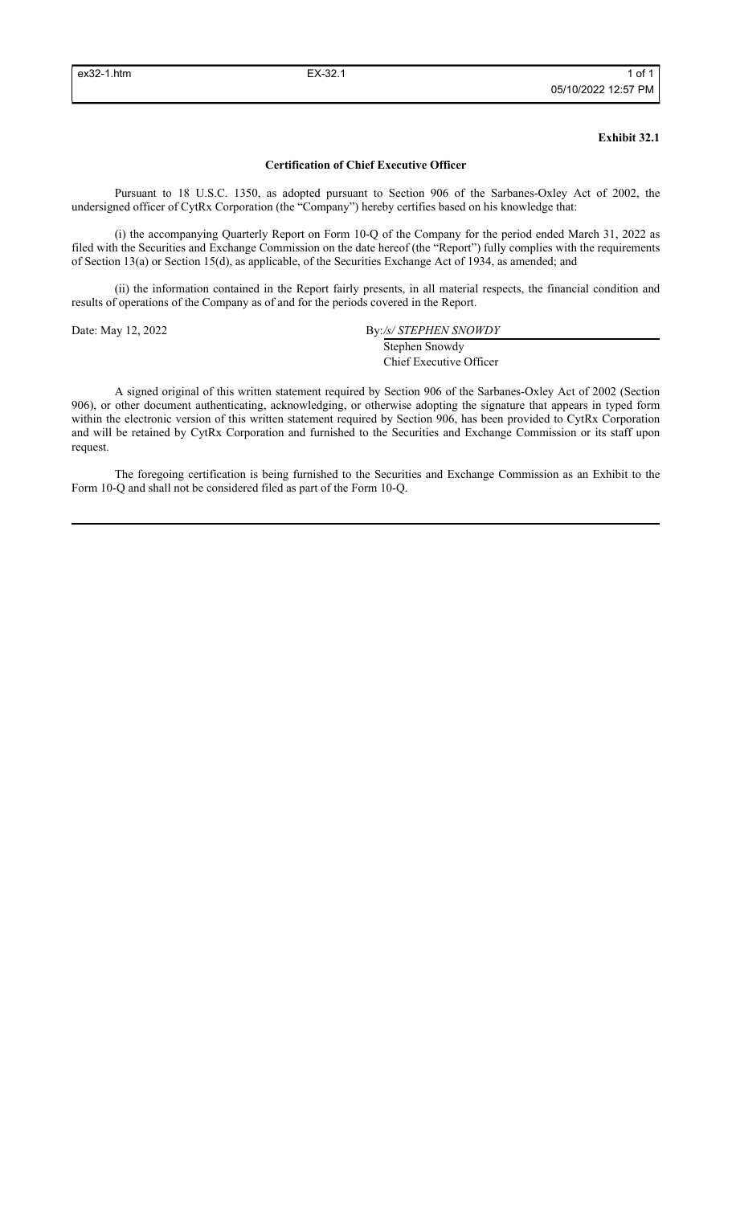**Exhibit 32.1**

**Certification of Chief Executive Officer**

Pursuant to 18 U.S.C. 1350, as adopted pursuant to Section 906 of the Sarbanes-Oxley Act of 2002, the undersigned officer of CytRx Corporation (the "Company") hereby certifies based on his knowledge that:

(i) the accompanying Quarterly Report on Form 10-Q of the Company for the period ended March 31, 2022 as filed with the Securities and Exchange Commission on the date hereof (the "Report") fully complies with the requirements of Section 13(a) or Section 15(d), as applicable, of the Securities Exchange Act of 1934, as amended; and

(ii) the information contained in the Report fairly presents, in all material respects, the financial condition and results of operations of the Company as of and for the periods covered in the Report.

Date: May 12, 2022

By: */s/ STEPHEN SNOWDY*
Stephen Snowdy
Chief Executive Officer

A signed original of this written statement required by Section 906 of the Sarbanes-Oxley Act of 2002 (Section 906), or other document authenticating, acknowledging, or otherwise adopting the signature that appears in typed form within the electronic version of this written statement required by Section 906, has been provided to CytRx Corporation and will be retained by CytRx Corporation and furnished to the Securities and Exchange Commission or its staff upon request.

The foregoing certification is being furnished to the Securities and Exchange Commission as an Exhibit to the Form 10-Q and shall not be considered filed as part of the Form 10-Q.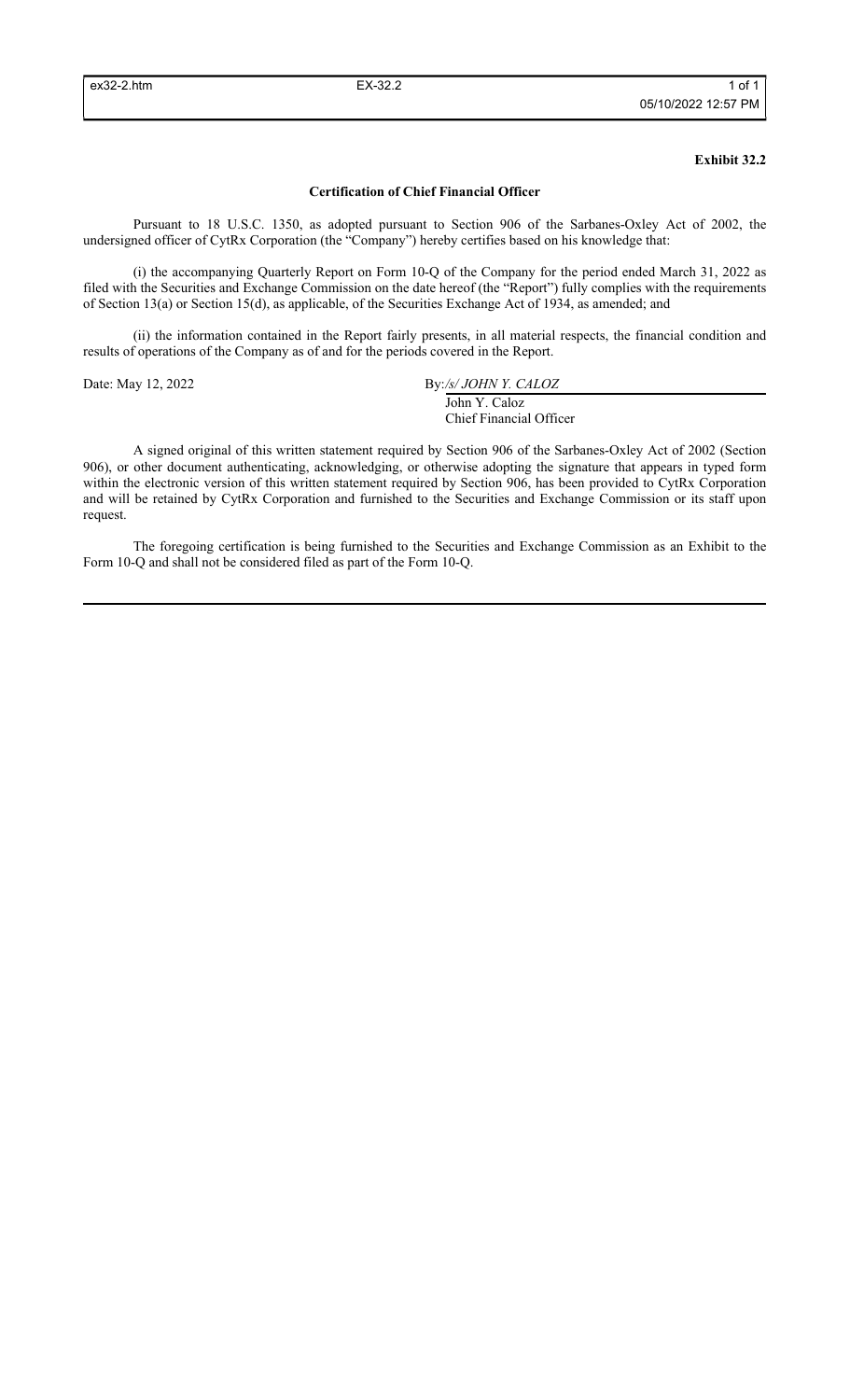**Exhibit 32.2**

**Certification of Chief Financial Officer**

Pursuant to 18 U.S.C. 1350, as adopted pursuant to Section 906 of the Sarbanes-Oxley Act of 2002, the undersigned officer of CytRx Corporation (the "Company") hereby certifies based on his knowledge that:

(i) the accompanying Quarterly Report on Form 10-Q of the Company for the period ended March 31, 2022 as filed with the Securities and Exchange Commission on the date hereof (the "Report") fully complies with the requirements of Section 13(a) or Section 15(d), as applicable, of the Securities Exchange Act of 1934, as amended; and

(ii) the information contained in the Report fairly presents, in all material respects, the financial condition and results of operations of the Company as of and for the periods covered in the Report.

Date: May 12, 2022

By: */s/ JOHN Y. CALOZ*
John Y. Caloz
Chief Financial Officer

A signed original of this written statement required by Section 906 of the Sarbanes-Oxley Act of 2002 (Section 906), or other document authenticating, acknowledging, or otherwise adopting the signature that appears in typed form within the electronic version of this written statement required by Section 906, has been provided to CytRx Corporation and will be retained by CytRx Corporation and furnished to the Securities and Exchange Commission or its staff upon request.

The foregoing certification is being furnished to the Securities and Exchange Commission as an Exhibit to the Form 10-Q and shall not be considered filed as part of the Form 10-Q.